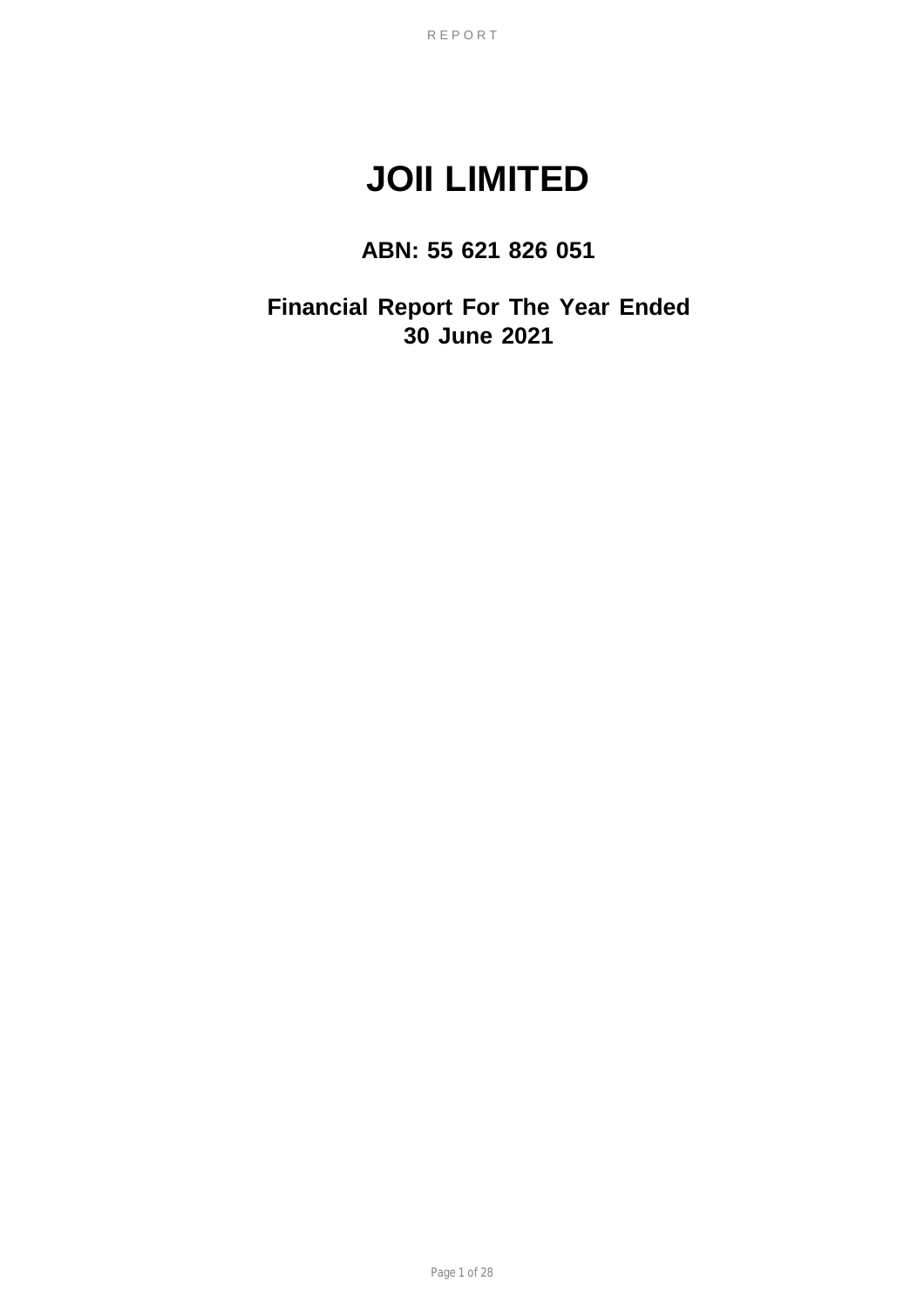# JOII LIMITED

## ABN: 55 621 826 051

## Financial Report For The Year Ended 30 June 2021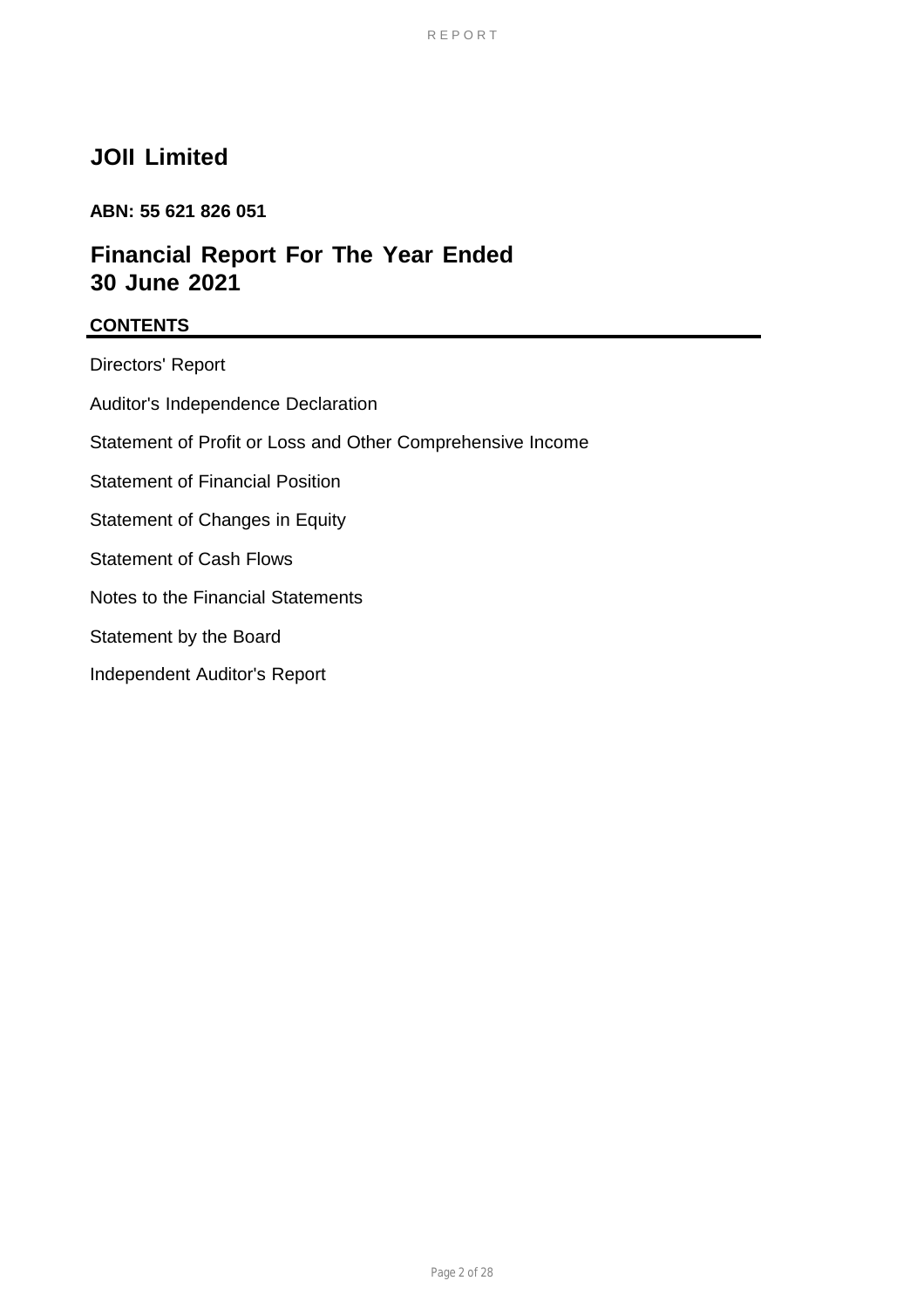# JOII Limited

**ABN: 55 621 826 051**

## Financial Report For The Year Ended 30 June 2021

### CONTENTS

Directors' Report

Auditor's Independence Declaration

Statement of Profit or Loss and Other Comprehensive Income

Statement of Financial Position

Statement of Changes in Equity

Statement of Cash Flows

Notes to the Financial Statements

Statement by the Board

Independent Auditor's Report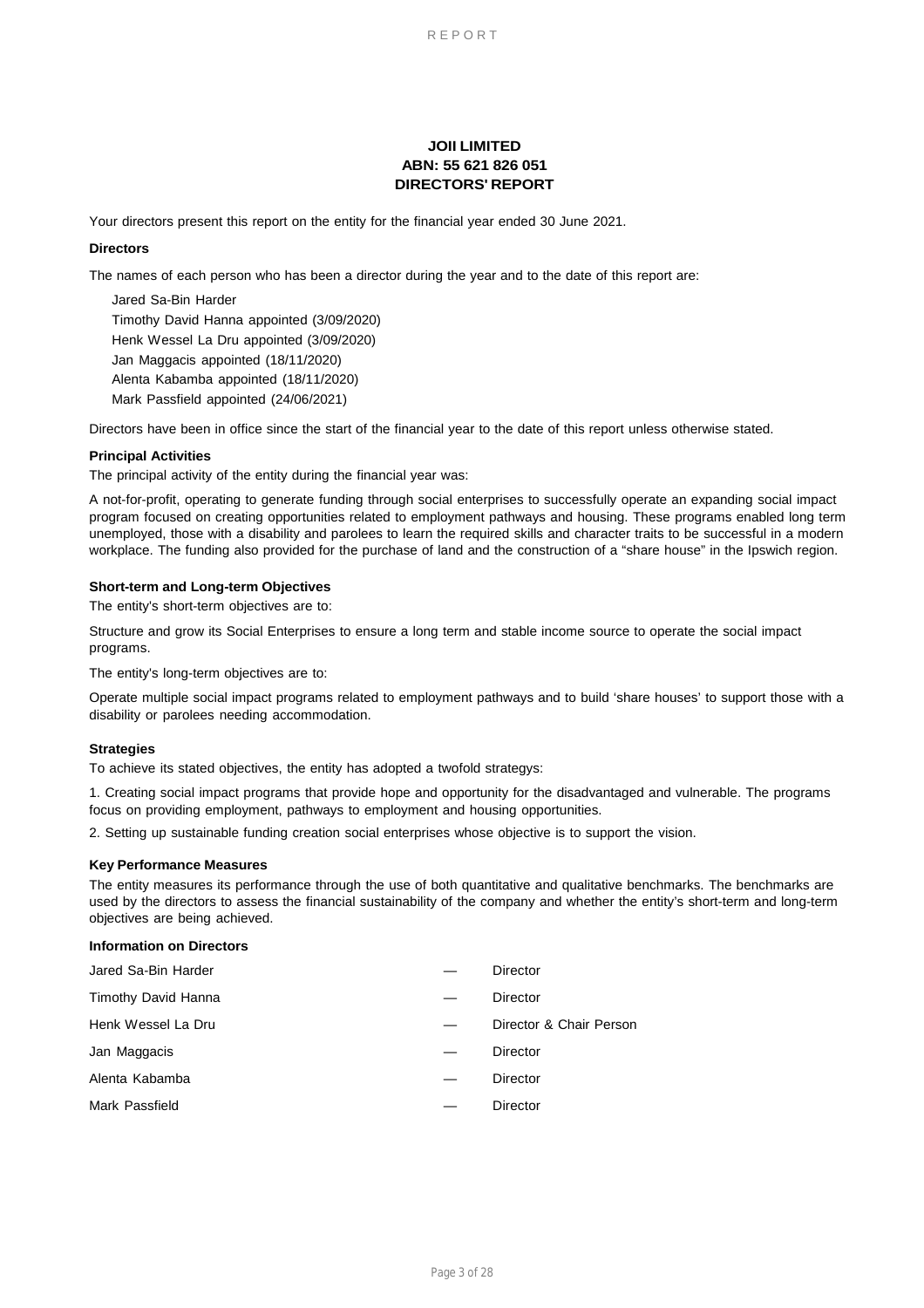# JOII LIMITED
## ABN: 55 621 826 051
## DIRECTORS' REPORT

Your directors present this report on the entity for the financial year ended 30 June 2021.

**Directors**

The names of each person who has been a director during the year and to the date of this report are:

Jared Sa-Bin Harder
Timothy David Hanna appointed (3/09/2020)
Henk Wessel La Dru appointed (3/09/2020)
Jan Maggacis appointed (18/11/2020)
Alenta Kabamba appointed (18/11/2020)
Mark Passfield appointed (24/06/2021)

Directors have been in office since the start of the financial year to the date of this report unless otherwise stated.

**Principal Activities**

The principal activity of the entity during the financial year was:

A not-for-profit, operating to generate funding through social enterprises to successfully operate an expanding social impact program focused on creating opportunities related to employment pathways and housing. These programs enabled long term unemployed, those with a disability and parolees to learn the required skills and character traits to be successful in a modern workplace. The funding also provided for the purchase of land and the construction of a "share house" in the Ipswich region.

**Short-term and Long-term Objectives**

The entity's short-term objectives are to:

Structure and grow its Social Enterprises to ensure a long term and stable income source to operate the social impact programs.

The entity's long-term objectives are to:

Operate multiple social impact programs related to employment pathways and to build 'share houses' to support those with a disability or parolees needing accommodation.

**Strategies**

To achieve its stated objectives, the entity has adopted a twofold strategys:

1. Creating social impact programs that provide hope and opportunity for the disadvantaged and vulnerable. The programs focus on providing employment, pathways to employment and housing opportunities.

2. Setting up sustainable funding creation social enterprises whose objective is to support the vision.

**Key Performance Measures**

The entity measures its performance through the use of both quantitative and qualitative benchmarks. The benchmarks are used by the directors to assess the financial sustainability of the company and whether the entity's short-term and long-term objectives are being achieved.

**Information on Directors**

| | | |
|---|---|---|
| Jared Sa-Bin Harder | — | Director |
| Timothy David Hanna | — | Director |
| Henk Wessel La Dru | — | Director & Chair Person |
| Jan Maggacis | — | Director |
| Alenta Kabamba | — | Director |
| Mark Passfield | — | Director |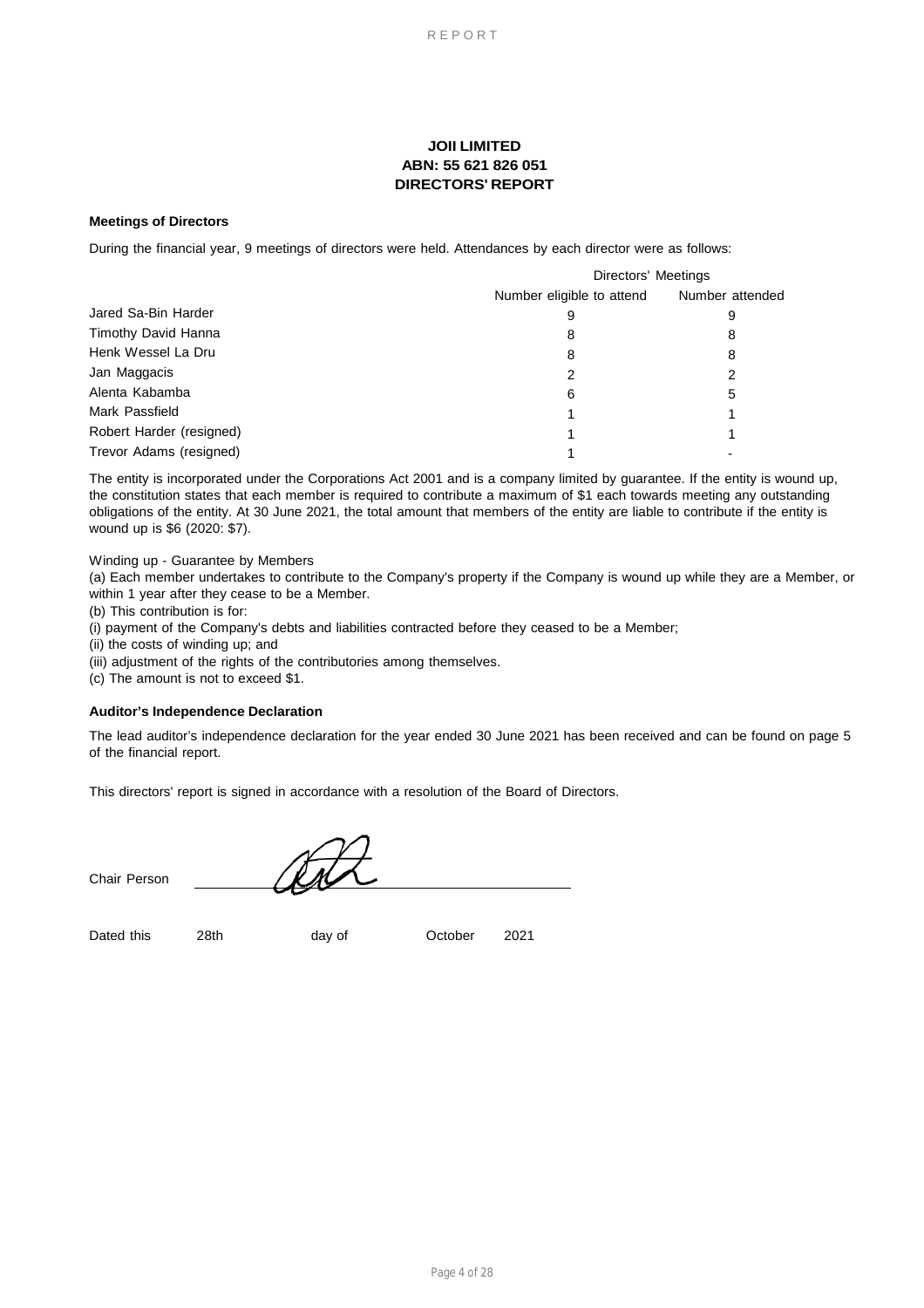**JOII LIMITED**
**ABN: 55 621 826 051**
**DIRECTORS' REPORT**

**Meetings of Directors**

During the financial year, 9 meetings of directors were held. Attendances by each director were as follows:

| | Directors' Meetings | |
|---|---|---|
| | Number eligible to attend | Number attended |
| Jared Sa-Bin Harder | 9 | 9 |
| Timothy David Hanna | 8 | 8 |
| Henk Wessel La Dru | 8 | 8 |
| Jan Maggacis | 2 | 2 |
| Alenta Kabamba | 6 | 5 |
| Mark Passfield | 1 | 1 |
| Robert Harder (resigned) | 1 | 1 |
| Trevor Adams (resigned) | 1 | - |

The entity is incorporated under the Corporations Act 2001 and is a company limited by guarantee. If the entity is wound up, the constitution states that each member is required to contribute a maximum of $1 each towards meeting any outstanding obligations of the entity. At 30 June 2021, the total amount that members of the entity are liable to contribute if the entity is wound up is $6 (2020: $7).

Winding up - Guarantee by Members

(a) Each member undertakes to contribute to the Company's property if the Company is wound up while they are a Member, or within 1 year after they cease to be a Member.

(b) This contribution is for:

(i) payment of the Company's debts and liabilities contracted before they ceased to be a Member;

(ii) the costs of winding up; and

(iii) adjustment of the rights of the contributories among themselves.

(c) The amount is not to exceed $1.

**Auditor's Independence Declaration**

The lead auditor's independence declaration for the year ended 30 June 2021 has been received and can be found on page 5 of the financial report.

This directors' report is signed in accordance with a resolution of the Board of Directors.

Chair Person ____________________

Dated this 28th day of October 2021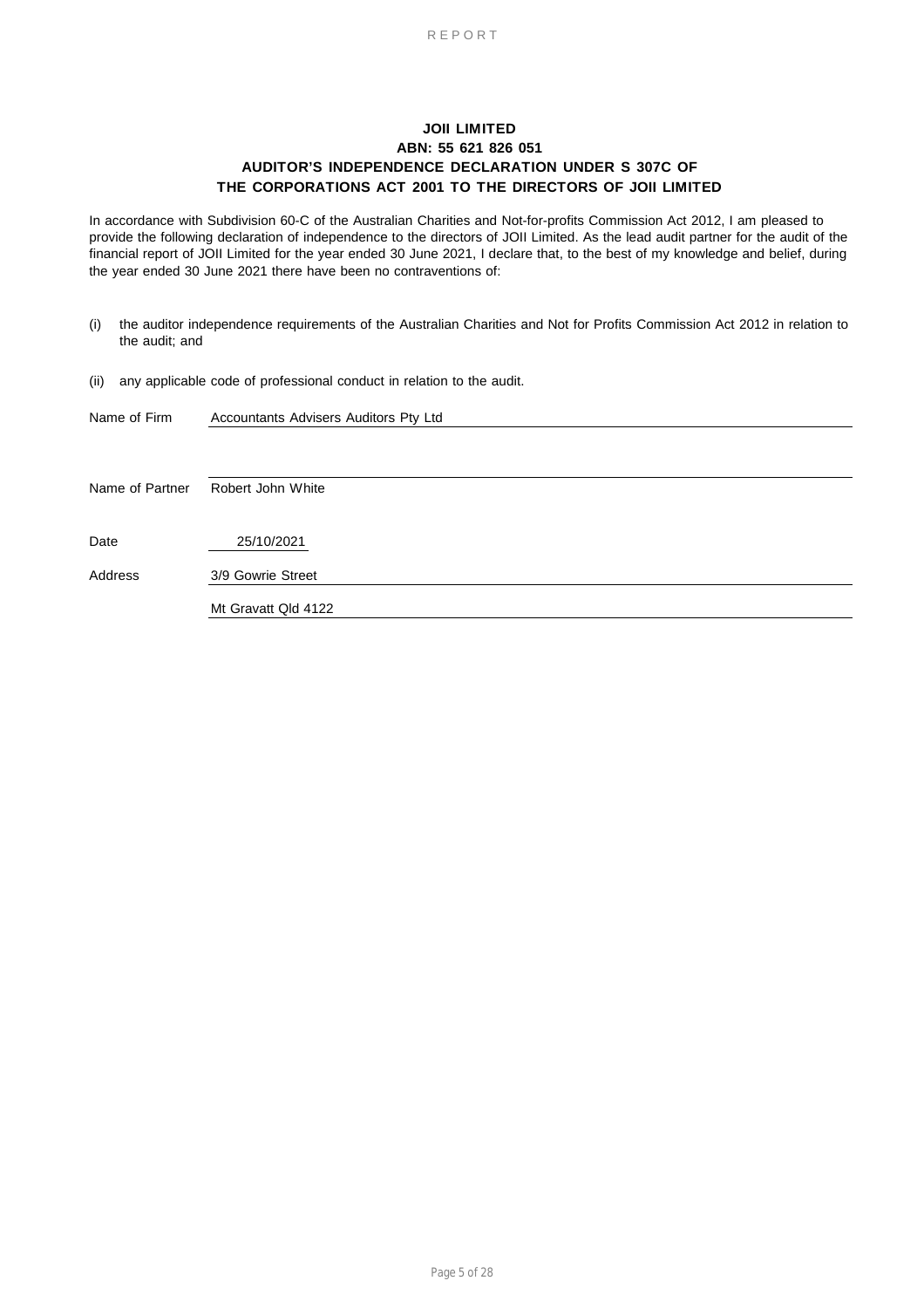# JOII LIMITED

## ABN: 55 621 826 051

## AUDITOR'S INDEPENDENCE DECLARATION UNDER S 307C OF THE CORPORATIONS ACT 2001 TO THE DIRECTORS OF JOII LIMITED

In accordance with Subdivision 60-C of the Australian Charities and Not-for-profits Commission Act 2012, I am pleased to provide the following declaration of independence to the directors of JOII Limited. As the lead audit partner for the audit of the financial report of JOII Limited for the year ended 30 June 2021, I declare that, to the best of my knowledge and belief, during the year ended 30 June 2021 there have been no contraventions of:

(i) the auditor independence requirements of the Australian Charities and Not for Profits Commission Act 2012 in relation to the audit; and

(ii) any applicable code of professional conduct in relation to the audit.

Name of Firm Accountants Advisers Auditors Pty Ltd

Name of Partner Robert John White

Date 25/10/2021

Address 3/9 Gowrie Street

Mt Gravatt Qld 4122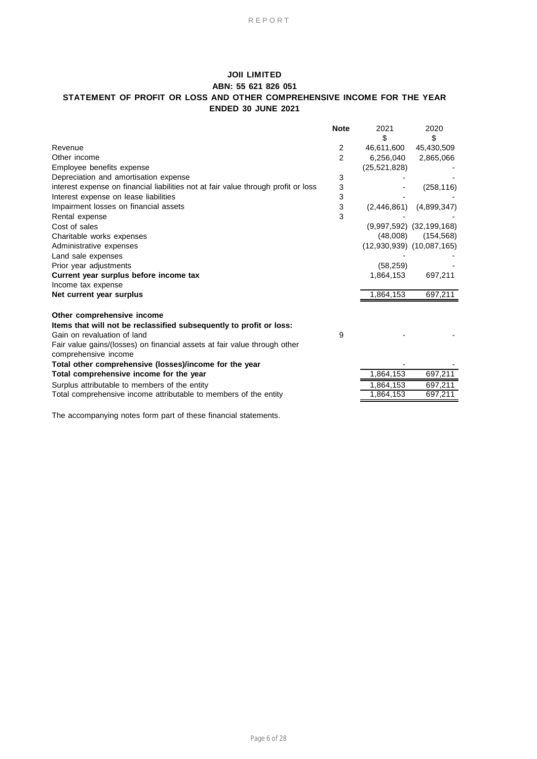**JOII LIMITED**

**ABN: 55 621 826 051**

**STATEMENT OF PROFIT OR LOSS AND OTHER COMPREHENSIVE INCOME FOR THE YEAR ENDED 30 JUNE 2021**

| | Note | 2021 | 2020 |
|---|---|---|---|
| | | $ | $ |
| Revenue | 2 | 46,611,600 | 45,430,509 |
| Other income | 2 | 6,256,040 | 2,865,066 |
| Employee benefits expense | | (25,521,828) | - |
| Depreciation and amortisation expense | 3 | - | - |
| interest expense on financial liabilities not at fair value through profit or loss | 3 | - | (258,116) |
| Interest expense on lease liabilities | 3 | - | - |
| Impairment losses on financial assets | 3 | (2,446,861) | (4,899,347) |
| Rental expense | 3 | - | - |
| Cost of sales | | (9,997,592) | (32,199,168) |
| Charitable works expenses | | (48,008) | (154,568) |
| Administrative expenses | | (12,930,939) | (10,087,165) |
| Land sale expenses | | - | - |
| Prior year adjustments | | (58,259) | - |
| **Current year surplus before income tax** | | 1,864,153 | 697,211 |
| Income tax expense | | | |
| **Net current year surplus** | | 1,864,153 | 697,211 |
| | | | |
| **Other comprehensive income** | | | |
| **Items that will not be reclassified subsequently to profit or loss:** | | | |
| Gain on revaluation of land | 9 | - | - |
| Fair value gains/(losses) on financial assets at fair value through other comprehensive income | | | |
| **Total other comprehensive (losses)/income for the year** | | - | - |
| **Total comprehensive income for the year** | | 1,864,153 | 697,211 |
| Surplus attributable to members of the entity | | 1,864,153 | 697,211 |
| Total comprehensive income attributable to members of the entity | | 1,864,153 | 697,211 |

The accompanying notes form part of these financial statements.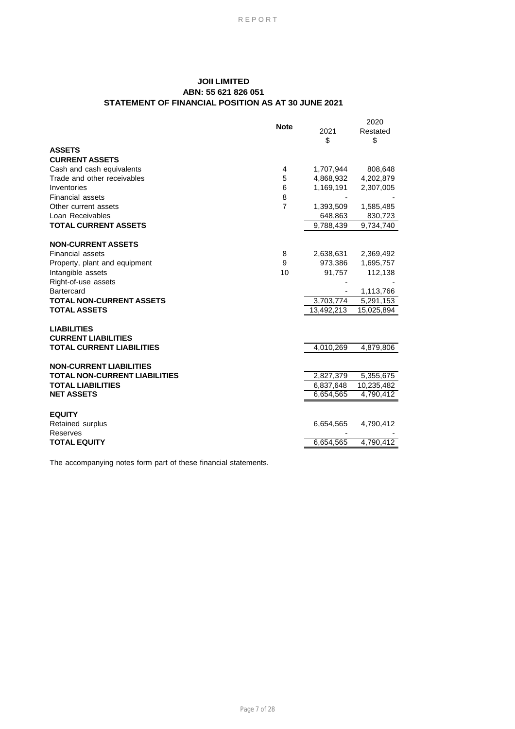# JOII LIMITED

## ABN: 55 621 826 051

## STATEMENT OF FINANCIAL POSITION AS AT 30 JUNE 2021

| | Note | 2021 | 2020 Restated |
|---|---|---|---|
| | | $ | $ |
| **ASSETS** | | | |
| **CURRENT ASSETS** | | | |
| Cash and cash equivalents | 4 | 1,707,944 | 808,648 |
| Trade and other receivables | 5 | 4,868,932 | 4,202,879 |
| Inventories | 6 | 1,169,191 | 2,307,005 |
| Financial assets | 8 | - | - |
| Other current assets | 7 | 1,393,509 | 1,585,485 |
| Loan Receivables | | 648,863 | 830,723 |
| **TOTAL CURRENT ASSETS** | | 9,788,439 | 9,734,740 |
| **NON-CURRENT ASSETS** | | | |
| Financial assets | 8 | 2,638,631 | 2,369,492 |
| Property, plant and equipment | 9 | 973,386 | 1,695,757 |
| Intangible assets | 10 | 91,757 | 112,138 |
| Right-of-use assets | | - | - |
| Bartercard | | - | 1,113,766 |
| **TOTAL NON-CURRENT ASSETS** | | 3,703,774 | 5,291,153 |
| **TOTAL ASSETS** | | 13,492,213 | 15,025,894 |
| **LIABILITIES** | | | |
| **CURRENT LIABILITIES** | | | |
| **TOTAL CURRENT LIABILITIES** | | 4,010,269 | 4,879,806 |
| **NON-CURRENT LIABILITIES** | | | |
| **TOTAL NON-CURRENT LIABILITIES** | | 2,827,379 | 5,355,675 |
| **TOTAL LIABILITIES** | | 6,837,648 | 10,235,482 |
| **NET ASSETS** | | 6,654,565 | 4,790,412 |
| **EQUITY** | | | |
| Retained surplus | | 6,654,565 | 4,790,412 |
| Reserves | | - | - |
| **TOTAL EQUITY** | | 6,654,565 | 4,790,412 |

The accompanying notes form part of these financial statements.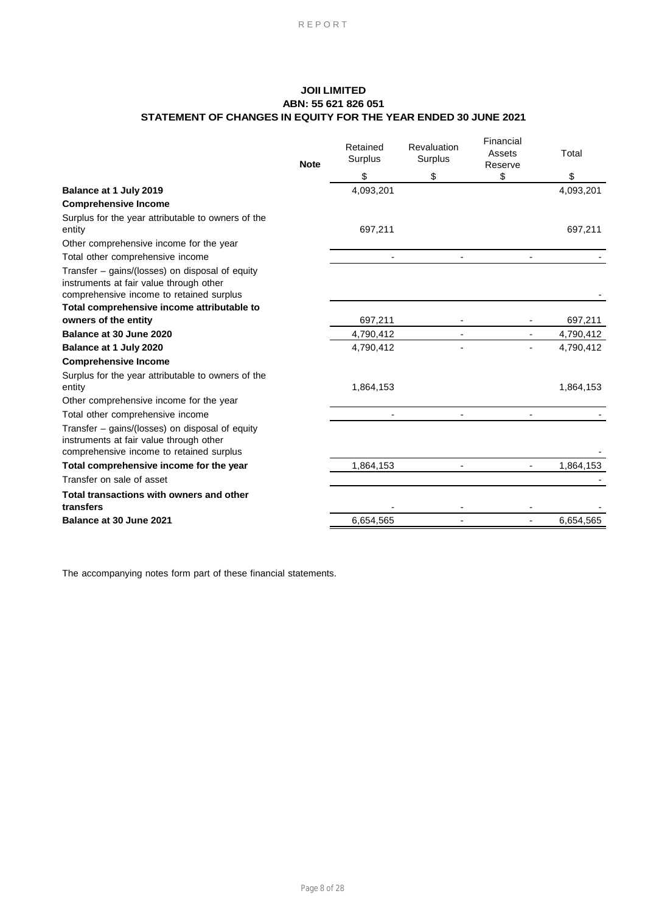**JOII LIMITED**
**ABN: 55 621 826 051**
**STATEMENT OF CHANGES IN EQUITY FOR THE YEAR ENDED 30 JUNE 2021**

| | Note | Retained Surplus | Revaluation Surplus | Financial Assets Reserve | Total |
|---|---|---|---|---|---|
| | | $ | $ | $ | $ |
| **Balance at 1 July 2019** | | 4,093,201 | | | 4,093,201 |
| **Comprehensive Income** | | | | | |
| Surplus for the year attributable to owners of the entity | | 697,211 | | | 697,211 |
| Other comprehensive income for the year | | | | | |
| Total other comprehensive income | | - | - | - | - |
| Transfer – gains/(losses) on disposal of equity instruments at fair value through other comprehensive income to retained surplus | | | | | - |
| **Total comprehensive income attributable to owners of the entity** | | 697,211 | - | - | 697,211 |
| **Balance at 30 June 2020** | | 4,790,412 | - | - | 4,790,412 |
| **Balance at 1 July 2020** | | 4,790,412 | - | - | 4,790,412 |
| **Comprehensive Income** | | | | | |
| Surplus for the year attributable to owners of the entity | | 1,864,153 | | | 1,864,153 |
| Other comprehensive income for the year | | | | | |
| Total other comprehensive income | | - | - | - | - |
| Transfer – gains/(losses) on disposal of equity instruments at fair value through other comprehensive income to retained surplus | | | | | - |
| **Total comprehensive income for the year** | | 1,864,153 | - | - | 1,864,153 |
| Transfer on sale of asset | | | | | - |
| **Total transactions with owners and other transfers** | | - | - | - | - |
| **Balance at 30 June 2021** | | 6,654,565 | - | - | 6,654,565 |

The accompanying notes form part of these financial statements.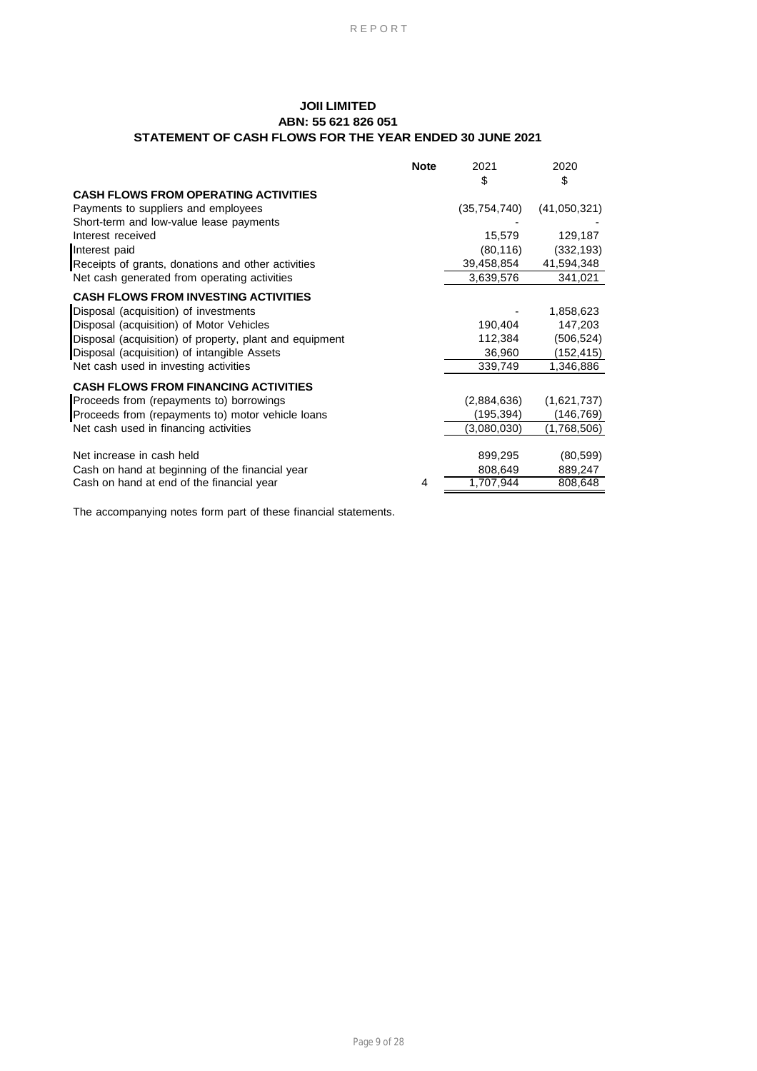**JOII LIMITED**
**ABN: 55 621 826 051**
**STATEMENT OF CASH FLOWS FOR THE YEAR ENDED 30 JUNE 2021**

| | Note | 2021 | 2020 |
|---|---|---|---|
| | | $ | $ |
| **CASH FLOWS FROM OPERATING ACTIVITIES** | | | |
| Payments to suppliers and employees | | (35,754,740) | (41,050,321) |
| Short-term and low-value lease payments | | - | - |
| Interest received | | 15,579 | 129,187 |
| Interest paid | | (80,116) | (332,193) |
| Receipts of grants, donations and other activities | | 39,458,854 | 41,594,348 |
| Net cash generated from operating activities | | 3,639,576 | 341,021 |
| **CASH FLOWS FROM INVESTING ACTIVITIES** | | | |
| Disposal (acquisition) of investments | | - | 1,858,623 |
| Disposal (acquisition) of Motor Vehicles | | 190,404 | 147,203 |
| Disposal (acquisition) of property, plant and equipment | | 112,384 | (506,524) |
| Disposal (acquisition) of intangible Assets | | 36,960 | (152,415) |
| Net cash used in investing activities | | 339,749 | 1,346,886 |
| **CASH FLOWS FROM FINANCING ACTIVITIES** | | | |
| Proceeds from (repayments to) borrowings | | (2,884,636) | (1,621,737) |
| Proceeds from (repayments to) motor vehicle loans | | (195,394) | (146,769) |
| Net cash used in financing activities | | (3,080,030) | (1,768,506) |
| Net increase in cash held | | 899,295 | (80,599) |
| Cash on hand at beginning of the financial year | | 808,649 | 889,247 |
| Cash on hand at end of the financial year | 4 | 1,707,944 | 808,648 |

The accompanying notes form part of these financial statements.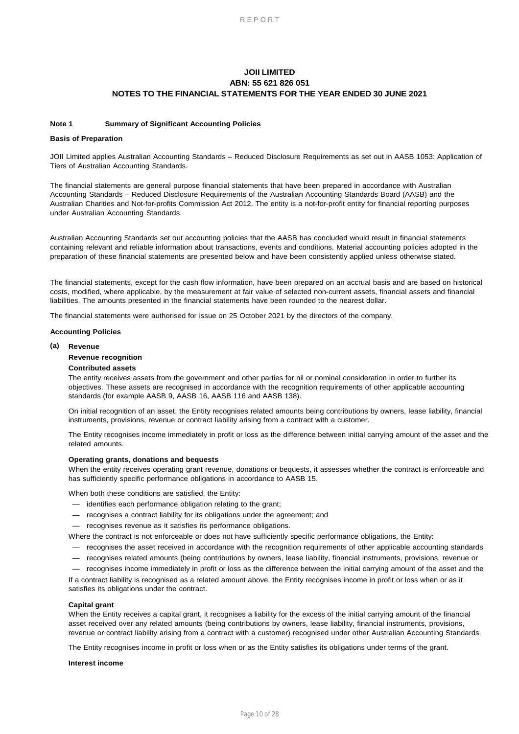# JOII LIMITED
## ABN: 55 621 826 051
## NOTES TO THE FINANCIAL STATEMENTS FOR THE YEAR ENDED 30 JUNE 2021

**Note 1 Summary of Significant Accounting Policies**

**Basis of Preparation**

JOII Limited applies Australian Accounting Standards – Reduced Disclosure Requirements as set out in AASB 1053: Application of Tiers of Australian Accounting Standards.

The financial statements are general purpose financial statements that have been prepared in accordance with Australian Accounting Standards – Reduced Disclosure Requirements of the Australian Accounting Standards Board (AASB) and the Australian Charities and Not-for-profits Commission Act 2012. The entity is a not-for-profit entity for financial reporting purposes under Australian Accounting Standards.

Australian Accounting Standards set out accounting policies that the AASB has concluded would result in financial statements containing relevant and reliable information about transactions, events and conditions. Material accounting policies adopted in the preparation of these financial statements are presented below and have been consistently applied unless otherwise stated.

The financial statements, except for the cash flow information, have been prepared on an accrual basis and are based on historical costs, modified, where applicable, by the measurement at fair value of selected non-current assets, financial assets and financial liabilities. The amounts presented in the financial statements have been rounded to the nearest dollar.

The financial statements were authorised for issue on 25 October 2021 by the directors of the company.

**Accounting Policies**

**(a) Revenue**

**Revenue recognition**

**Contributed assets**

The entity receives assets from the government and other parties for nil or nominal consideration in order to further its objectives. These assets are recognised in accordance with the recognition requirements of other applicable accounting standards (for example AASB 9, AASB 16, AASB 116 and AASB 138).

On initial recognition of an asset, the Entity recognises related amounts being contributions by owners, lease liability, financial instruments, provisions, revenue or contract liability arising from a contract with a customer.

The Entity recognises income immediately in profit or loss as the difference between initial carrying amount of the asset and the related amounts.

**Operating grants, donations and bequests**

When the entity receives operating grant revenue, donations or bequests, it assesses whether the contract is enforceable and has sufficiently specific performance obligations in accordance to AASB 15.

When both these conditions are satisfied, the Entity:

- identifies each performance obligation relating to the grant;
- recognises a contract liability for its obligations under the agreement; and
- recognises revenue as it satisfies its performance obligations.

Where the contract is not enforceable or does not have sufficiently specific performance obligations, the Entity:

- recognises the asset received in accordance with the recognition requirements of other applicable accounting standards
- recognises related amounts (being contributions by owners, lease liability, financial instruments, provisions, revenue or
- recognises income immediately in profit or loss as the difference between the initial carrying amount of the asset and the

If a contract liability is recognised as a related amount above, the Entity recognises income in profit or loss when or as it satisfies its obligations under the contract.

**Capital grant**

When the Entity receives a capital grant, it recognises a liability for the excess of the initial carrying amount of the financial asset received over any related amounts (being contributions by owners, lease liability, financial instruments, provisions, revenue or contract liability arising from a contract with a customer) recognised under other Australian Accounting Standards.

The Entity recognises income in profit or loss when or as the Entity satisfies its obligations under terms of the grant.

**Interest income**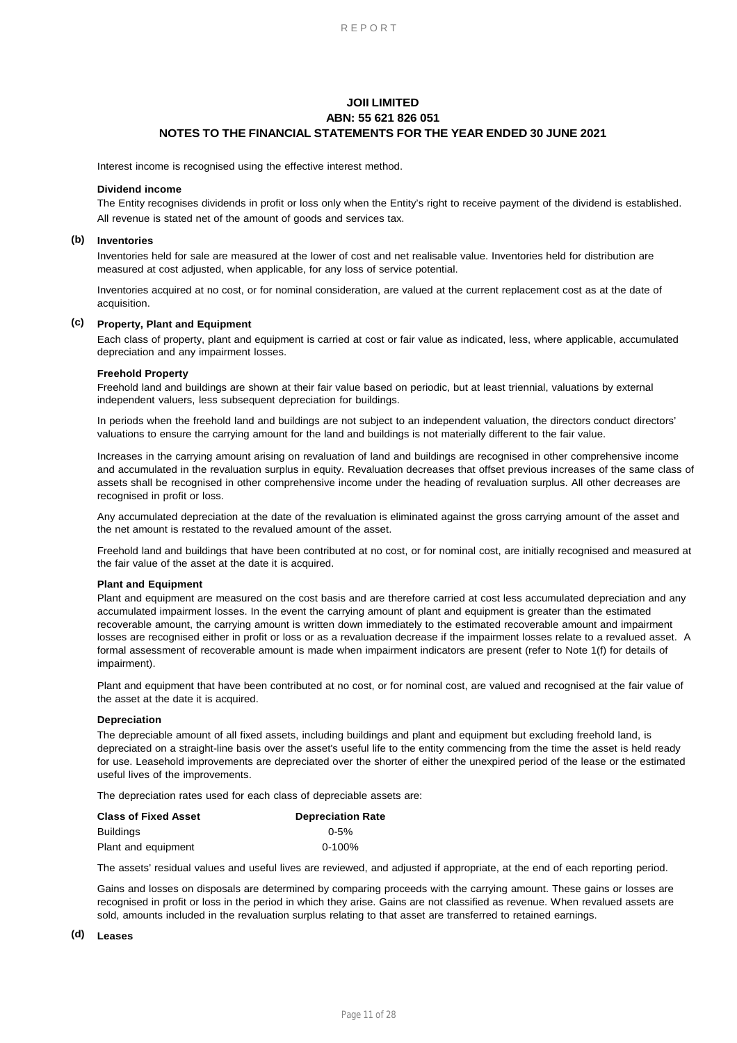# JOII LIMITED
## ABN: 55 621 826 051
## NOTES TO THE FINANCIAL STATEMENTS FOR THE YEAR ENDED 30 JUNE 2021

Interest income is recognised using the effective interest method.

**Dividend income**

The Entity recognises dividends in profit or loss only when the Entity's right to receive payment of the dividend is established.

All revenue is stated net of the amount of goods and services tax.

### (b) Inventories

Inventories held for sale are measured at the lower of cost and net realisable value. Inventories held for distribution are measured at cost adjusted, when applicable, for any loss of service potential.

Inventories acquired at no cost, or for nominal consideration, are valued at the current replacement cost as at the date of acquisition.

### (c) Property, Plant and Equipment

Each class of property, plant and equipment is carried at cost or fair value as indicated, less, where applicable, accumulated depreciation and any impairment losses.

**Freehold Property**

Freehold land and buildings are shown at their fair value based on periodic, but at least triennial, valuations by external independent valuers, less subsequent depreciation for buildings.

In periods when the freehold land and buildings are not subject to an independent valuation, the directors conduct directors' valuations to ensure the carrying amount for the land and buildings is not materially different to the fair value.

Increases in the carrying amount arising on revaluation of land and buildings are recognised in other comprehensive income and accumulated in the revaluation surplus in equity. Revaluation decreases that offset previous increases of the same class of assets shall be recognised in other comprehensive income under the heading of revaluation surplus. All other decreases are recognised in profit or loss.

Any accumulated depreciation at the date of the revaluation is eliminated against the gross carrying amount of the asset and the net amount is restated to the revalued amount of the asset.

Freehold land and buildings that have been contributed at no cost, or for nominal cost, are initially recognised and measured at the fair value of the asset at the date it is acquired.

**Plant and Equipment**

Plant and equipment are measured on the cost basis and are therefore carried at cost less accumulated depreciation and any accumulated impairment losses. In the event the carrying amount of plant and equipment is greater than the estimated recoverable amount, the carrying amount is written down immediately to the estimated recoverable amount and impairment losses are recognised either in profit or loss or as a revaluation decrease if the impairment losses relate to a revalued asset. A formal assessment of recoverable amount is made when impairment indicators are present (refer to Note 1(f) for details of impairment).

Plant and equipment that have been contributed at no cost, or for nominal cost, are valued and recognised at the fair value of the asset at the date it is acquired.

**Depreciation**

The depreciable amount of all fixed assets, including buildings and plant and equipment but excluding freehold land, is depreciated on a straight-line basis over the asset's useful life to the entity commencing from the time the asset is held ready for use. Leasehold improvements are depreciated over the shorter of either the unexpired period of the lease or the estimated useful lives of the improvements.

The depreciation rates used for each class of depreciable assets are:

| Class of Fixed Asset | Depreciation Rate |
|---|---|
| Buildings | 0-5% |
| Plant and equipment | 0-100% |

The assets' residual values and useful lives are reviewed, and adjusted if appropriate, at the end of each reporting period.

Gains and losses on disposals are determined by comparing proceeds with the carrying amount. These gains or losses are recognised in profit or loss in the period in which they arise. Gains are not classified as revenue. When revalued assets are sold, amounts included in the revaluation surplus relating to that asset are transferred to retained earnings.

### (d) Leases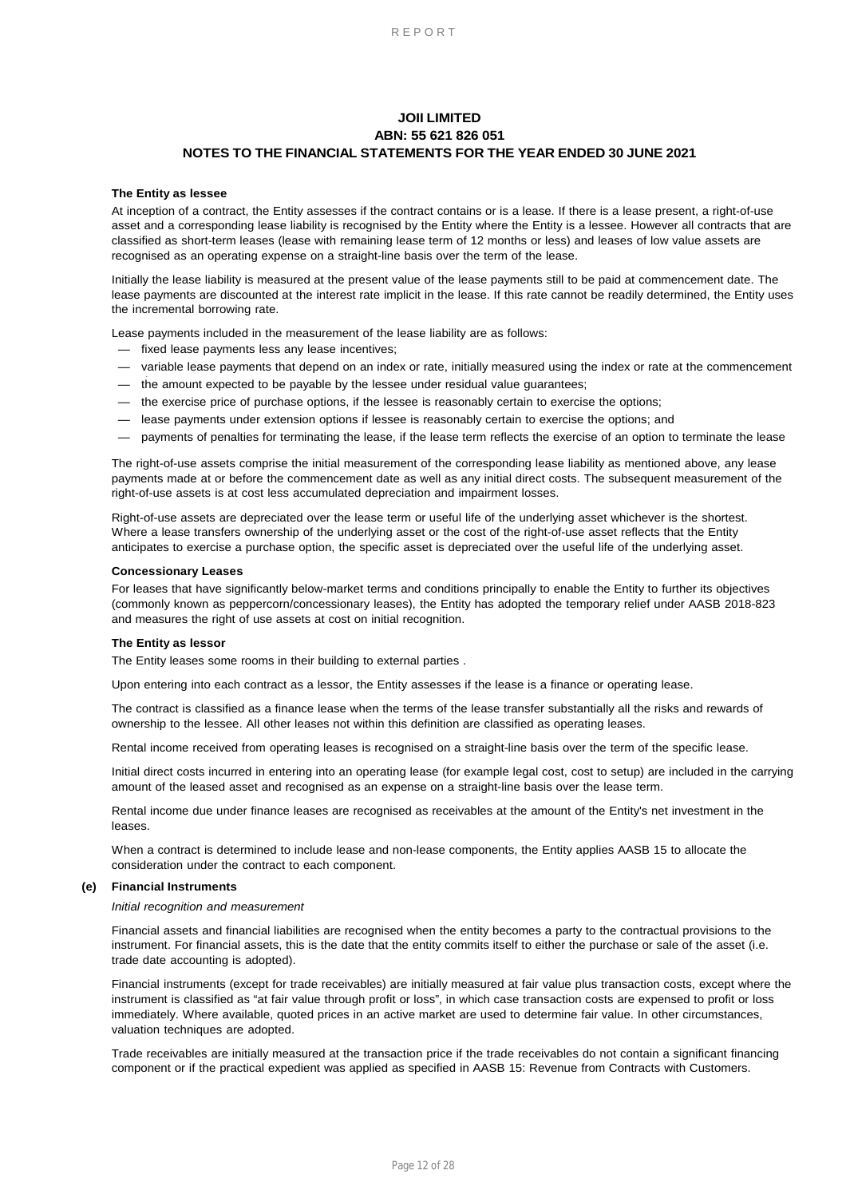**JOII LIMITED**
**ABN: 55 621 826 051**
**NOTES TO THE FINANCIAL STATEMENTS FOR THE YEAR ENDED 30 JUNE 2021**

**The Entity as lessee**

At inception of a contract, the Entity assesses if the contract contains or is a lease. If there is a lease present, a right-of-use asset and a corresponding lease liability is recognised by the Entity where the Entity is a lessee. However all contracts that are classified as short-term leases (lease with remaining lease term of 12 months or less) and leases of low value assets are recognised as an operating expense on a straight-line basis over the term of the lease.

Initially the lease liability is measured at the present value of the lease payments still to be paid at commencement date. The lease payments are discounted at the interest rate implicit in the lease. If this rate cannot be readily determined, the Entity uses the incremental borrowing rate.

Lease payments included in the measurement of the lease liability are as follows:

- fixed lease payments less any lease incentives;
- variable lease payments that depend on an index or rate, initially measured using the index or rate at the commencement
- the amount expected to be payable by the lessee under residual value guarantees;
- the exercise price of purchase options, if the lessee is reasonably certain to exercise the options;
- lease payments under extension options if lessee is reasonably certain to exercise the options; and
- payments of penalties for terminating the lease, if the lease term reflects the exercise of an option to terminate the lease

The right-of-use assets comprise the initial measurement of the corresponding lease liability as mentioned above, any lease payments made at or before the commencement date as well as any initial direct costs. The subsequent measurement of the right-of-use assets is at cost less accumulated depreciation and impairment losses.

Right-of-use assets are depreciated over the lease term or useful life of the underlying asset whichever is the shortest. Where a lease transfers ownership of the underlying asset or the cost of the right-of-use asset reflects that the Entity anticipates to exercise a purchase option, the specific asset is depreciated over the useful life of the underlying asset.

**Concessionary Leases**

For leases that have significantly below-market terms and conditions principally to enable the Entity to further its objectives (commonly known as peppercorn/concessionary leases), the Entity has adopted the temporary relief under AASB 2018-823 and measures the right of use assets at cost on initial recognition.

**The Entity as lessor**

The Entity leases some rooms in their building to external parties .

Upon entering into each contract as a lessor, the Entity assesses if the lease is a finance or operating lease.

The contract is classified as a finance lease when the terms of the lease transfer substantially all the risks and rewards of ownership to the lessee. All other leases not within this definition are classified as operating leases.

Rental income received from operating leases is recognised on a straight-line basis over the term of the specific lease.

Initial direct costs incurred in entering into an operating lease (for example legal cost, cost to setup) are included in the carrying amount of the leased asset and recognised as an expense on a straight-line basis over the lease term.

Rental income due under finance leases are recognised as receivables at the amount of the Entity's net investment in the leases.

When a contract is determined to include lease and non-lease components, the Entity applies AASB 15 to allocate the consideration under the contract to each component.

**(e) Financial Instruments**

*Initial recognition and measurement*

Financial assets and financial liabilities are recognised when the entity becomes a party to the contractual provisions to the instrument. For financial assets, this is the date that the entity commits itself to either the purchase or sale of the asset (i.e. trade date accounting is adopted).

Financial instruments (except for trade receivables) are initially measured at fair value plus transaction costs, except where the instrument is classified as "at fair value through profit or loss", in which case transaction costs are expensed to profit or loss immediately. Where available, quoted prices in an active market are used to determine fair value. In other circumstances, valuation techniques are adopted.

Trade receivables are initially measured at the transaction price if the trade receivables do not contain a significant financing component or if the practical expedient was applied as specified in AASB 15: Revenue from Contracts with Customers.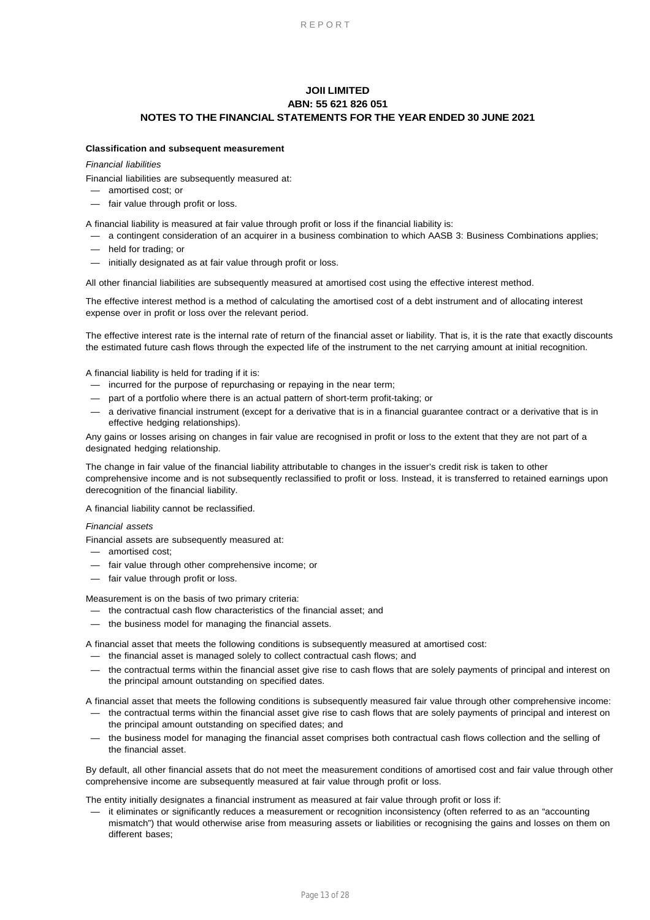**JOII LIMITED**
**ABN: 55 621 826 051**
**NOTES TO THE FINANCIAL STATEMENTS FOR THE YEAR ENDED 30 JUNE 2021**

**Classification and subsequent measurement**

*Financial liabilities*

Financial liabilities are subsequently measured at:

- amortised cost; or
- fair value through profit or loss.

A financial liability is measured at fair value through profit or loss if the financial liability is:

- a contingent consideration of an acquirer in a business combination to which AASB 3: Business Combinations applies;
- held for trading; or
- initially designated as at fair value through profit or loss.

All other financial liabilities are subsequently measured at amortised cost using the effective interest method.

The effective interest method is a method of calculating the amortised cost of a debt instrument and of allocating interest expense over in profit or loss over the relevant period.

The effective interest rate is the internal rate of return of the financial asset or liability. That is, it is the rate that exactly discounts the estimated future cash flows through the expected life of the instrument to the net carrying amount at initial recognition.

A financial liability is held for trading if it is:

- incurred for the purpose of repurchasing or repaying in the near term;
- part of a portfolio where there is an actual pattern of short-term profit-taking; or
- a derivative financial instrument (except for a derivative that is in a financial guarantee contract or a derivative that is in effective hedging relationships).

Any gains or losses arising on changes in fair value are recognised in profit or loss to the extent that they are not part of a designated hedging relationship.

The change in fair value of the financial liability attributable to changes in the issuer's credit risk is taken to other comprehensive income and is not subsequently reclassified to profit or loss. Instead, it is transferred to retained earnings upon derecognition of the financial liability.

A financial liability cannot be reclassified.

*Financial assets*

Financial assets are subsequently measured at:

- amortised cost;
- fair value through other comprehensive income; or
- fair value through profit or loss.

Measurement is on the basis of two primary criteria:

- the contractual cash flow characteristics of the financial asset; and
- the business model for managing the financial assets.

A financial asset that meets the following conditions is subsequently measured at amortised cost:

- the financial asset is managed solely to collect contractual cash flows; and
- the contractual terms within the financial asset give rise to cash flows that are solely payments of principal and interest on the principal amount outstanding on specified dates.

A financial asset that meets the following conditions is subsequently measured fair value through other comprehensive income:

- the contractual terms within the financial asset give rise to cash flows that are solely payments of principal and interest on the principal amount outstanding on specified dates; and
- the business model for managing the financial asset comprises both contractual cash flows collection and the selling of the financial asset.

By default, all other financial assets that do not meet the measurement conditions of amortised cost and fair value through other comprehensive income are subsequently measured at fair value through profit or loss.

The entity initially designates a financial instrument as measured at fair value through profit or loss if:

- it eliminates or significantly reduces a measurement or recognition inconsistency (often referred to as an "accounting mismatch") that would otherwise arise from measuring assets or liabilities or recognising the gains and losses on them on different bases;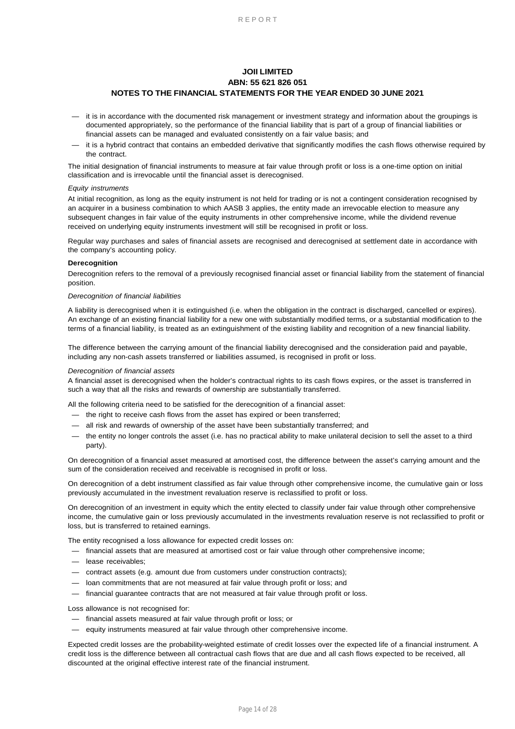# JOII LIMITED
## ABN: 55 621 826 051
## NOTES TO THE FINANCIAL STATEMENTS FOR THE YEAR ENDED 30 JUNE 2021

- it is in accordance with the documented risk management or investment strategy and information about the groupings is documented appropriately, so the performance of the financial liability that is part of a group of financial liabilities or financial assets can be managed and evaluated consistently on a fair value basis; and
- it is a hybrid contract that contains an embedded derivative that significantly modifies the cash flows otherwise required by the contract.

The initial designation of financial instruments to measure at fair value through profit or loss is a one-time option on initial classification and is irrevocable until the financial asset is derecognised.

*Equity instruments*

At initial recognition, as long as the equity instrument is not held for trading or is not a contingent consideration recognised by an acquirer in a business combination to which AASB 3 applies, the entity made an irrevocable election to measure any subsequent changes in fair value of the equity instruments in other comprehensive income, while the dividend revenue received on underlying equity instruments investment will still be recognised in profit or loss.

Regular way purchases and sales of financial assets are recognised and derecognised at settlement date in accordance with the company's accounting policy.

**Derecognition**

Derecognition refers to the removal of a previously recognised financial asset or financial liability from the statement of financial position.

*Derecognition of financial liabilities*

A liability is derecognised when it is extinguished (i.e. when the obligation in the contract is discharged, cancelled or expires). An exchange of an existing financial liability for a new one with substantially modified terms, or a substantial modification to the terms of a financial liability, is treated as an extinguishment of the existing liability and recognition of a new financial liability.

The difference between the carrying amount of the financial liability derecognised and the consideration paid and payable, including any non-cash assets transferred or liabilities assumed, is recognised in profit or loss.

*Derecognition of financial assets*

A financial asset is derecognised when the holder's contractual rights to its cash flows expires, or the asset is transferred in such a way that all the risks and rewards of ownership are substantially transferred.

All the following criteria need to be satisfied for the derecognition of a financial asset:

- the right to receive cash flows from the asset has expired or been transferred;
- all risk and rewards of ownership of the asset have been substantially transferred; and
- the entity no longer controls the asset (i.e. has no practical ability to make unilateral decision to sell the asset to a third party).

On derecognition of a financial asset measured at amortised cost, the difference between the asset's carrying amount and the sum of the consideration received and receivable is recognised in profit or loss.

On derecognition of a debt instrument classified as fair value through other comprehensive income, the cumulative gain or loss previously accumulated in the investment revaluation reserve is reclassified to profit or loss.

On derecognition of an investment in equity which the entity elected to classify under fair value through other comprehensive income, the cumulative gain or loss previously accumulated in the investments revaluation reserve is not reclassified to profit or loss, but is transferred to retained earnings.

The entity recognised a loss allowance for expected credit losses on:

- financial assets that are measured at amortised cost or fair value through other comprehensive income;
- lease receivables;
- contract assets (e.g. amount due from customers under construction contracts);
- loan commitments that are not measured at fair value through profit or loss; and
- financial guarantee contracts that are not measured at fair value through profit or loss.

Loss allowance is not recognised for:

- financial assets measured at fair value through profit or loss; or
- equity instruments measured at fair value through other comprehensive income.

Expected credit losses are the probability-weighted estimate of credit losses over the expected life of a financial instrument. A credit loss is the difference between all contractual cash flows that are due and all cash flows expected to be received, all discounted at the original effective interest rate of the financial instrument.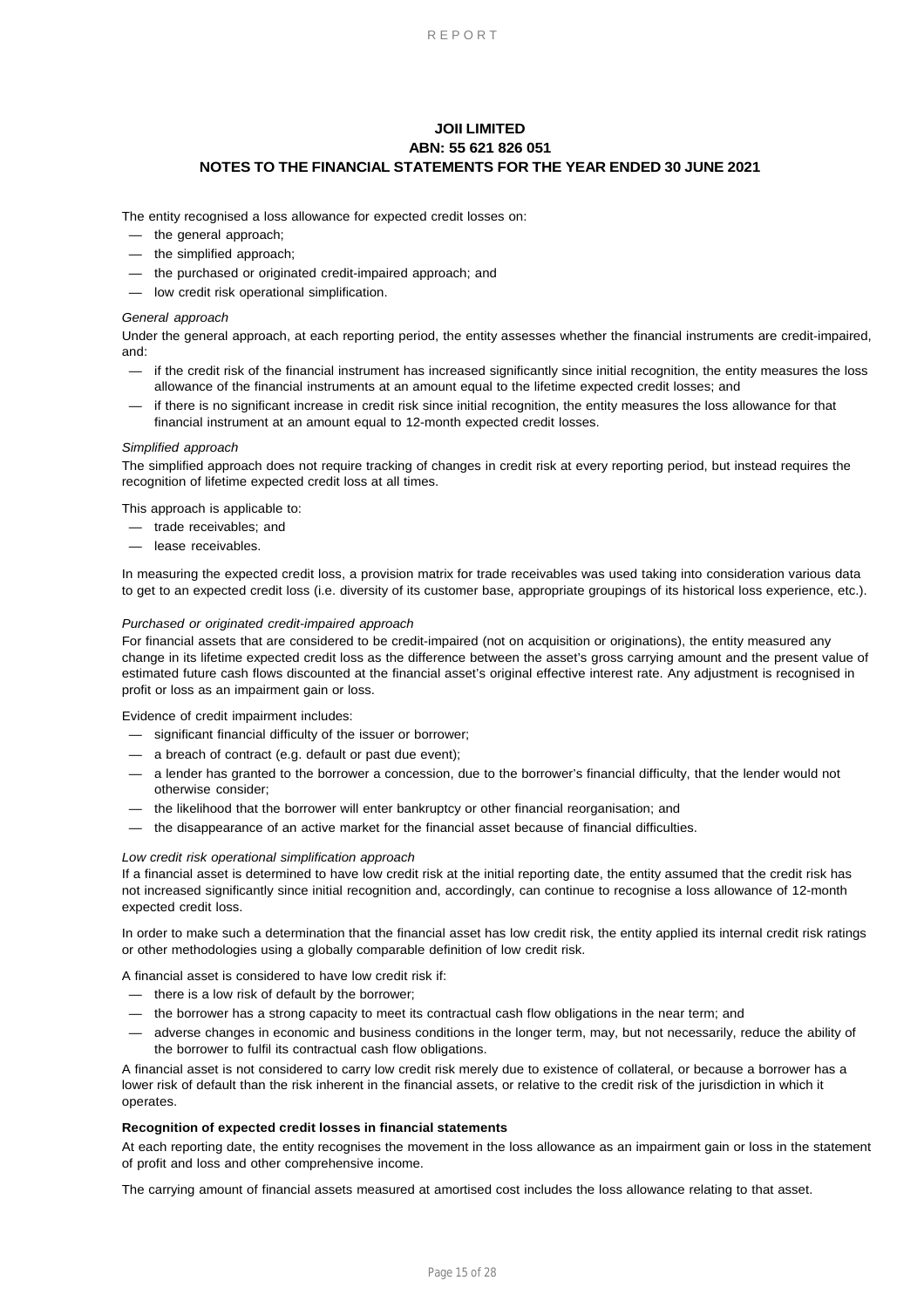**JOII LIMITED**
**ABN: 55 621 826 051**
**NOTES TO THE FINANCIAL STATEMENTS FOR THE YEAR ENDED 30 JUNE 2021**

The entity recognised a loss allowance for expected credit losses on:

- the general approach;
- the simplified approach;
- the purchased or originated credit-impaired approach; and
- low credit risk operational simplification.

*General approach*

Under the general approach, at each reporting period, the entity assesses whether the financial instruments are credit-impaired, and:

- if the credit risk of the financial instrument has increased significantly since initial recognition, the entity measures the loss allowance of the financial instruments at an amount equal to the lifetime expected credit losses; and
- if there is no significant increase in credit risk since initial recognition, the entity measures the loss allowance for that financial instrument at an amount equal to 12-month expected credit losses.

*Simplified approach*

The simplified approach does not require tracking of changes in credit risk at every reporting period, but instead requires the recognition of lifetime expected credit loss at all times.

This approach is applicable to:

- trade receivables; and
- lease receivables.

In measuring the expected credit loss, a provision matrix for trade receivables was used taking into consideration various data to get to an expected credit loss (i.e. diversity of its customer base, appropriate groupings of its historical loss experience, etc.).

*Purchased or originated credit-impaired approach*

For financial assets that are considered to be credit-impaired (not on acquisition or originations), the entity measured any change in its lifetime expected credit loss as the difference between the asset's gross carrying amount and the present value of estimated future cash flows discounted at the financial asset's original effective interest rate. Any adjustment is recognised in profit or loss as an impairment gain or loss.

Evidence of credit impairment includes:

- significant financial difficulty of the issuer or borrower;
- a breach of contract (e.g. default or past due event);
- a lender has granted to the borrower a concession, due to the borrower's financial difficulty, that the lender would not otherwise consider;
- the likelihood that the borrower will enter bankruptcy or other financial reorganisation; and
- the disappearance of an active market for the financial asset because of financial difficulties.

*Low credit risk operational simplification approach*

If a financial asset is determined to have low credit risk at the initial reporting date, the entity assumed that the credit risk has not increased significantly since initial recognition and, accordingly, can continue to recognise a loss allowance of 12-month expected credit loss.

In order to make such a determination that the financial asset has low credit risk, the entity applied its internal credit risk ratings or other methodologies using a globally comparable definition of low credit risk.

A financial asset is considered to have low credit risk if:

- there is a low risk of default by the borrower;
- the borrower has a strong capacity to meet its contractual cash flow obligations in the near term; and
- adverse changes in economic and business conditions in the longer term, may, but not necessarily, reduce the ability of the borrower to fulfil its contractual cash flow obligations.

A financial asset is not considered to carry low credit risk merely due to existence of collateral, or because a borrower has a lower risk of default than the risk inherent in the financial assets, or relative to the credit risk of the jurisdiction in which it operates.

**Recognition of expected credit losses in financial statements**

At each reporting date, the entity recognises the movement in the loss allowance as an impairment gain or loss in the statement of profit and loss and other comprehensive income.

The carrying amount of financial assets measured at amortised cost includes the loss allowance relating to that asset.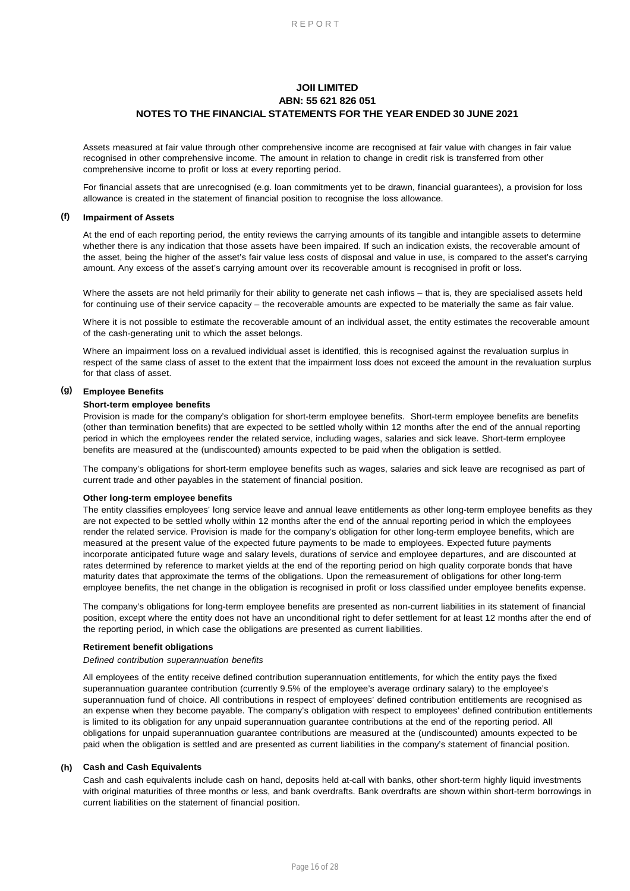# JOII LIMITED
# ABN: 55 621 826 051
## NOTES TO THE FINANCIAL STATEMENTS FOR THE YEAR ENDED 30 JUNE 2021

Assets measured at fair value through other comprehensive income are recognised at fair value with changes in fair value recognised in other comprehensive income. The amount in relation to change in credit risk is transferred from other comprehensive income to profit or loss at every reporting period.

For financial assets that are unrecognised (e.g. loan commitments yet to be drawn, financial guarantees), a provision for loss allowance is created in the statement of financial position to recognise the loss allowance.

### (f) Impairment of Assets

At the end of each reporting period, the entity reviews the carrying amounts of its tangible and intangible assets to determine whether there is any indication that those assets have been impaired. If such an indication exists, the recoverable amount of the asset, being the higher of the asset's fair value less costs of disposal and value in use, is compared to the asset's carrying amount. Any excess of the asset's carrying amount over its recoverable amount is recognised in profit or loss.

Where the assets are not held primarily for their ability to generate net cash inflows – that is, they are specialised assets held for continuing use of their service capacity – the recoverable amounts are expected to be materially the same as fair value.

Where it is not possible to estimate the recoverable amount of an individual asset, the entity estimates the recoverable amount of the cash-generating unit to which the asset belongs.

Where an impairment loss on a revalued individual asset is identified, this is recognised against the revaluation surplus in respect of the same class of asset to the extent that the impairment loss does not exceed the amount in the revaluation surplus for that class of asset.

### (g) Employee Benefits

**Short-term employee benefits**

Provision is made for the company's obligation for short-term employee benefits. Short-term employee benefits are benefits (other than termination benefits) that are expected to be settled wholly within 12 months after the end of the annual reporting period in which the employees render the related service, including wages, salaries and sick leave. Short-term employee benefits are measured at the (undiscounted) amounts expected to be paid when the obligation is settled.

The company's obligations for short-term employee benefits such as wages, salaries and sick leave are recognised as part of current trade and other payables in the statement of financial position.

**Other long-term employee benefits**

The entity classifies employees' long service leave and annual leave entitlements as other long-term employee benefits as they are not expected to be settled wholly within 12 months after the end of the annual reporting period in which the employees render the related service. Provision is made for the company's obligation for other long-term employee benefits, which are measured at the present value of the expected future payments to be made to employees. Expected future payments incorporate anticipated future wage and salary levels, durations of service and employee departures, and are discounted at rates determined by reference to market yields at the end of the reporting period on high quality corporate bonds that have maturity dates that approximate the terms of the obligations. Upon the remeasurement of obligations for other long-term employee benefits, the net change in the obligation is recognised in profit or loss classified under employee benefits expense.

The company's obligations for long-term employee benefits are presented as non-current liabilities in its statement of financial position, except where the entity does not have an unconditional right to defer settlement for at least 12 months after the end of the reporting period, in which case the obligations are presented as current liabilities.

**Retirement benefit obligations**

*Defined contribution superannuation benefits*

All employees of the entity receive defined contribution superannuation entitlements, for which the entity pays the fixed superannuation guarantee contribution (currently 9.5% of the employee's average ordinary salary) to the employee's superannuation fund of choice. All contributions in respect of employees' defined contribution entitlements are recognised as an expense when they become payable. The company's obligation with respect to employees' defined contribution entitlements is limited to its obligation for any unpaid superannuation guarantee contributions at the end of the reporting period. All obligations for unpaid superannuation guarantee contributions are measured at the (undiscounted) amounts expected to be paid when the obligation is settled and are presented as current liabilities in the company's statement of financial position.

### (h) Cash and Cash Equivalents

Cash and cash equivalents include cash on hand, deposits held at-call with banks, other short-term highly liquid investments with original maturities of three months or less, and bank overdrafts. Bank overdrafts are shown within short-term borrowings in current liabilities on the statement of financial position.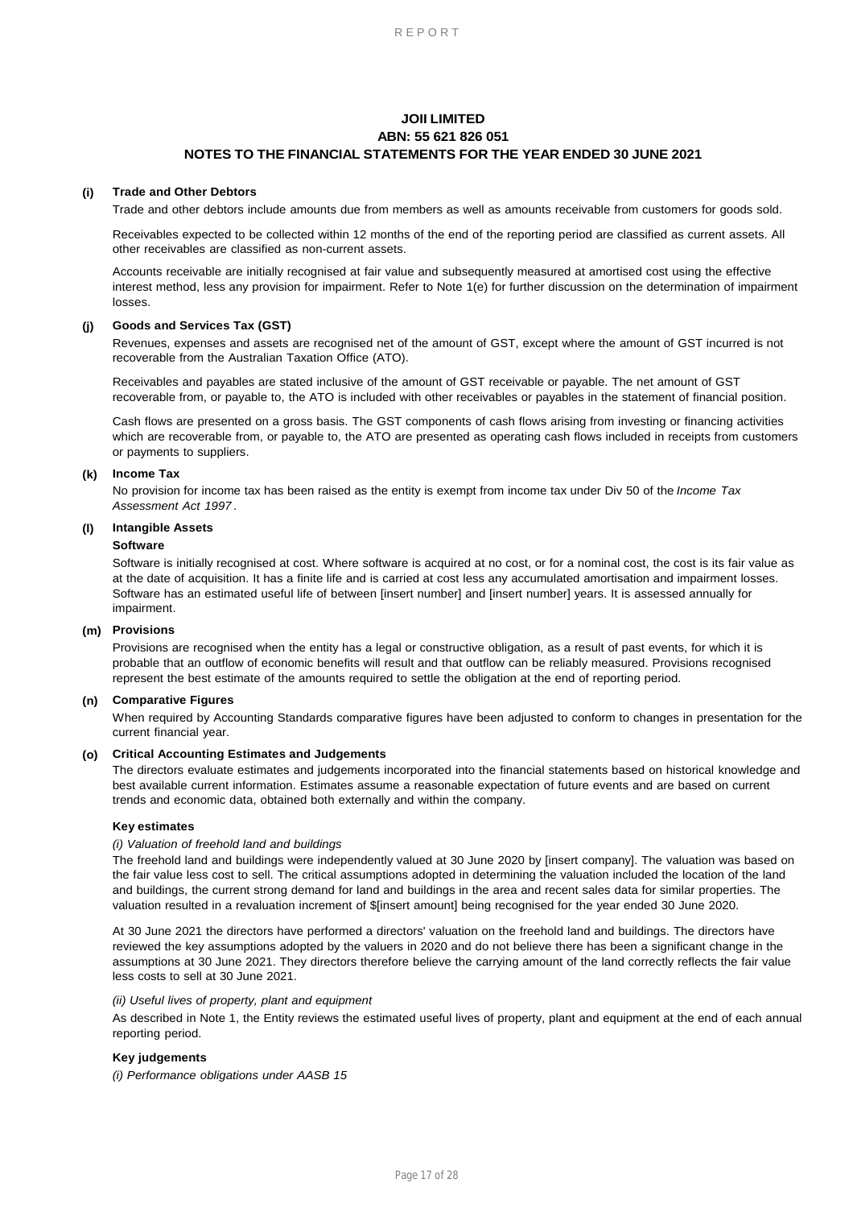# JOII LIMITED
## ABN: 55 621 826 051
## NOTES TO THE FINANCIAL STATEMENTS FOR THE YEAR ENDED 30 JUNE 2021

**(i) Trade and Other Debtors**

Trade and other debtors include amounts due from members as well as amounts receivable from customers for goods sold.

Receivables expected to be collected within 12 months of the end of the reporting period are classified as current assets. All other receivables are classified as non-current assets.

Accounts receivable are initially recognised at fair value and subsequently measured at amortised cost using the effective interest method, less any provision for impairment. Refer to Note 1(e) for further discussion on the determination of impairment losses.

**(j) Goods and Services Tax (GST)**

Revenues, expenses and assets are recognised net of the amount of GST, except where the amount of GST incurred is not recoverable from the Australian Taxation Office (ATO).

Receivables and payables are stated inclusive of the amount of GST receivable or payable. The net amount of GST recoverable from, or payable to, the ATO is included with other receivables or payables in the statement of financial position.

Cash flows are presented on a gross basis. The GST components of cash flows arising from investing or financing activities which are recoverable from, or payable to, the ATO are presented as operating cash flows included in receipts from customers or payments to suppliers.

**(k) Income Tax**

No provision for income tax has been raised as the entity is exempt from income tax under Div 50 of the *Income Tax Assessment Act 1997*.

**(l) Intangible Assets**

**Software**

Software is initially recognised at cost. Where software is acquired at no cost, or for a nominal cost, the cost is its fair value as at the date of acquisition. It has a finite life and is carried at cost less any accumulated amortisation and impairment losses. Software has an estimated useful life of between [insert number] and [insert number] years. It is assessed annually for impairment.

**(m) Provisions**

Provisions are recognised when the entity has a legal or constructive obligation, as a result of past events, for which it is probable that an outflow of economic benefits will result and that outflow can be reliably measured. Provisions recognised represent the best estimate of the amounts required to settle the obligation at the end of reporting period.

**(n) Comparative Figures**

When required by Accounting Standards comparative figures have been adjusted to conform to changes in presentation for the current financial year.

**(o) Critical Accounting Estimates and Judgements**

The directors evaluate estimates and judgements incorporated into the financial statements based on historical knowledge and best available current information. Estimates assume a reasonable expectation of future events and are based on current trends and economic data, obtained both externally and within the company.

**Key estimates**

*(i) Valuation of freehold land and buildings*

The freehold land and buildings were independently valued at 30 June 2020 by [insert company]. The valuation was based on the fair value less cost to sell. The critical assumptions adopted in determining the valuation included the location of the land and buildings, the current strong demand for land and buildings in the area and recent sales data for similar properties. The valuation resulted in a revaluation increment of $[insert amount] being recognised for the year ended 30 June 2020.

At 30 June 2021 the directors have performed a directors' valuation on the freehold land and buildings. The directors have reviewed the key assumptions adopted by the valuers in 2020 and do not believe there has been a significant change in the assumptions at 30 June 2021. They directors therefore believe the carrying amount of the land correctly reflects the fair value less costs to sell at 30 June 2021.

*(ii) Useful lives of property, plant and equipment*

As described in Note 1, the Entity reviews the estimated useful lives of property, plant and equipment at the end of each annual reporting period.

**Key judgements**

*(i) Performance obligations under AASB 15*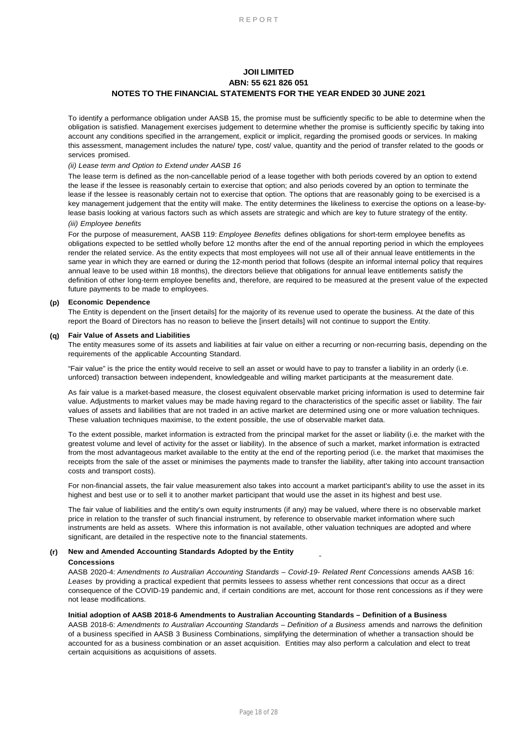# JOII LIMITED
## ABN: 55 621 826 051
## NOTES TO THE FINANCIAL STATEMENTS FOR THE YEAR ENDED 30 JUNE 2021

To identify a performance obligation under AASB 15, the promise must be sufficiently specific to be able to determine when the obligation is satisfied. Management exercises judgement to determine whether the promise is sufficiently specific by taking into account any conditions specified in the arrangement, explicit or implicit, regarding the promised goods or services. In making this assessment, management includes the nature/ type, cost/ value, quantity and the period of transfer related to the goods or services promised.

*(ii) Lease term and Option to Extend under AASB 16*

The lease term is defined as the non-cancellable period of a lease together with both periods covered by an option to extend the lease if the lessee is reasonably certain to exercise that option; and also periods covered by an option to terminate the lease if the lessee is reasonably certain not to exercise that option. The options that are reasonably going to be exercised is a key management judgement that the entity will make. The entity determines the likeliness to exercise the options on a lease-by-lease basis looking at various factors such as which assets are strategic and which are key to future strategy of the entity.

*(iii) Employee benefits*

For the purpose of measurement, AASB 119: *Employee Benefits* defines obligations for short-term employee benefits as obligations expected to be settled wholly before 12 months after the end of the annual reporting period in which the employees render the related service. As the entity expects that most employees will not use all of their annual leave entitlements in the same year in which they are earned or during the 12-month period that follows (despite an informal internal policy that requires annual leave to be used within 18 months), the directors believe that obligations for annual leave entitlements satisfy the definition of other long-term employee benefits and, therefore, are required to be measured at the present value of the expected future payments to be made to employees.

### (p) Economic Dependence

The Entity is dependent on the [insert details] for the majority of its revenue used to operate the business. At the date of this report the Board of Directors has no reason to believe the [insert details] will not continue to support the Entity.

### (q) Fair Value of Assets and Liabilities

The entity measures some of its assets and liabilities at fair value on either a recurring or non-recurring basis, depending on the requirements of the applicable Accounting Standard.

"Fair value" is the price the entity would receive to sell an asset or would have to pay to transfer a liability in an orderly (i.e. unforced) transaction between independent, knowledgeable and willing market participants at the measurement date.

As fair value is a market-based measure, the closest equivalent observable market pricing information is used to determine fair value. Adjustments to market values may be made having regard to the characteristics of the specific asset or liability. The fair values of assets and liabilities that are not traded in an active market are determined using one or more valuation techniques. These valuation techniques maximise, to the extent possible, the use of observable market data.

To the extent possible, market information is extracted from the principal market for the asset or liability (i.e. the market with the greatest volume and level of activity for the asset or liability). In the absence of such a market, market information is extracted from the most advantageous market available to the entity at the end of the reporting period (i.e. the market that maximises the receipts from the sale of the asset or minimises the payments made to transfer the liability, after taking into account transaction costs and transport costs).

For non-financial assets, the fair value measurement also takes into account a market participant's ability to use the asset in its highest and best use or to sell it to another market participant that would use the asset in its highest and best use.

The fair value of liabilities and the entity's own equity instruments (if any) may be valued, where there is no observable market price in relation to the transfer of such financial instrument, by reference to observable market information where such instruments are held as assets. Where this information is not available, other valuation techniques are adopted and where significant, are detailed in the respective note to the financial statements.

### (r) New and Amended Accounting Standards Adopted by the Entity

**Concessions**

AASB 2020-4: *Amendments to Australian Accounting Standards – Covid-19- Related Rent Concessions* amends AASB 16: *Leases* by providing a practical expedient that permits lessees to assess whether rent concessions that occur as a direct consequence of the COVID-19 pandemic and, if certain conditions are met, account for those rent concessions as if they were not lease modifications.

**Initial adoption of AASB 2018-6 Amendments to Australian Accounting Standards – Definition of a Business**

AASB 2018-6: *Amendments to Australian Accounting Standards – Definition of a Business* amends and narrows the definition of a business specified in AASB 3 Business Combinations, simplifying the determination of whether a transaction should be accounted for as a business combination or an asset acquisition. Entities may also perform a calculation and elect to treat certain acquisitions as acquisitions of assets.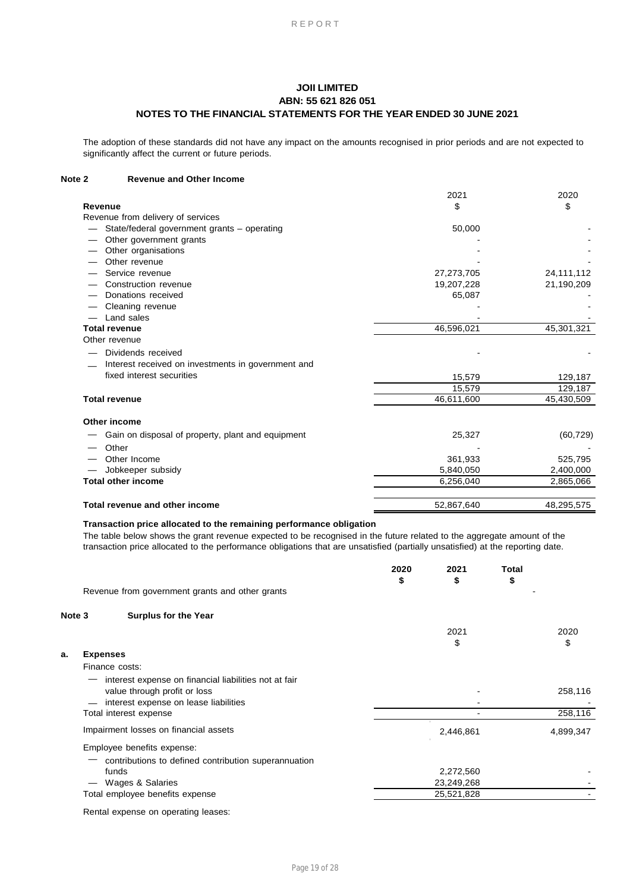# JOII LIMITED
## ABN: 55 621 826 051
## NOTES TO THE FINANCIAL STATEMENTS FOR THE YEAR ENDED 30 JUNE 2021

The adoption of these standards did not have any impact on the amounts recognised in prior periods and are not expected to significantly affect the current or future periods.

### Note 2 Revenue and Other Income

| | 2021 | 2020 |
|---|---|---|
| **Revenue** | $ | $ |
| Revenue from delivery of services | | |
| — State/federal government grants – operating | 50,000 | - |
| — Other government grants | - | - |
| — Other organisations | - | - |
| — Other revenue | - | - |
| — Service revenue | 27,273,705 | 24,111,112 |
| — Construction revenue | 19,207,228 | 21,190,209 |
| — Donations received | 65,087 | - |
| — Cleaning revenue | - | - |
| — Land sales | - | - |
| **Total revenue** | 46,596,021 | 45,301,321 |
| Other revenue | | |
| — Dividends received | - | - |
| — Interest received on investments in government and fixed interest securities | 15,579 | 129,187 |
| | 15,579 | 129,187 |
| **Total revenue** | 46,611,600 | 45,430,509 |
| **Other income** | | |
| — Gain on disposal of property, plant and equipment | 25,327 | (60,729) |
| — Other | - | - |
| — Other Income | 361,933 | 525,795 |
| — Jobkeeper subsidy | 5,840,050 | 2,400,000 |
| **Total other income** | 6,256,040 | 2,865,066 |
| **Total revenue and other income** | 52,867,640 | 48,295,575 |

**Transaction price allocated to the remaining performance obligation**

The table below shows the grant revenue expected to be recognised in the future related to the aggregate amount of the transaction price allocated to the performance obligations that are unsatisfied (partially unsatisfied) at the reporting date.

| | 2020 | 2021 | Total |
|---|---|---|---|
| | $ | $ | $ |
| Revenue from government grants and other grants | | | - |

### Note 3 Surplus for the Year

| | 2021 | 2020 |
|---|---|---|
| | $ | $ |
| **a. Expenses** | | |
| Finance costs: | | |
| — interest expense on financial liabilities not at fair value through profit or loss | - | 258,116 |
| — interest expense on lease liabilities | - | - |
| Total interest expense | - | 258,116 |
| Impairment losses on financial assets | 2,446,861 | 4,899,347 |
| Employee benefits expense: | | |
| — contributions to defined contribution superannuation funds | 2,272,560 | - |
| — Wages & Salaries | 23,249,268 | - |
| Total employee benefits expense | 25,521,828 | - |
| Rental expense on operating leases: | | |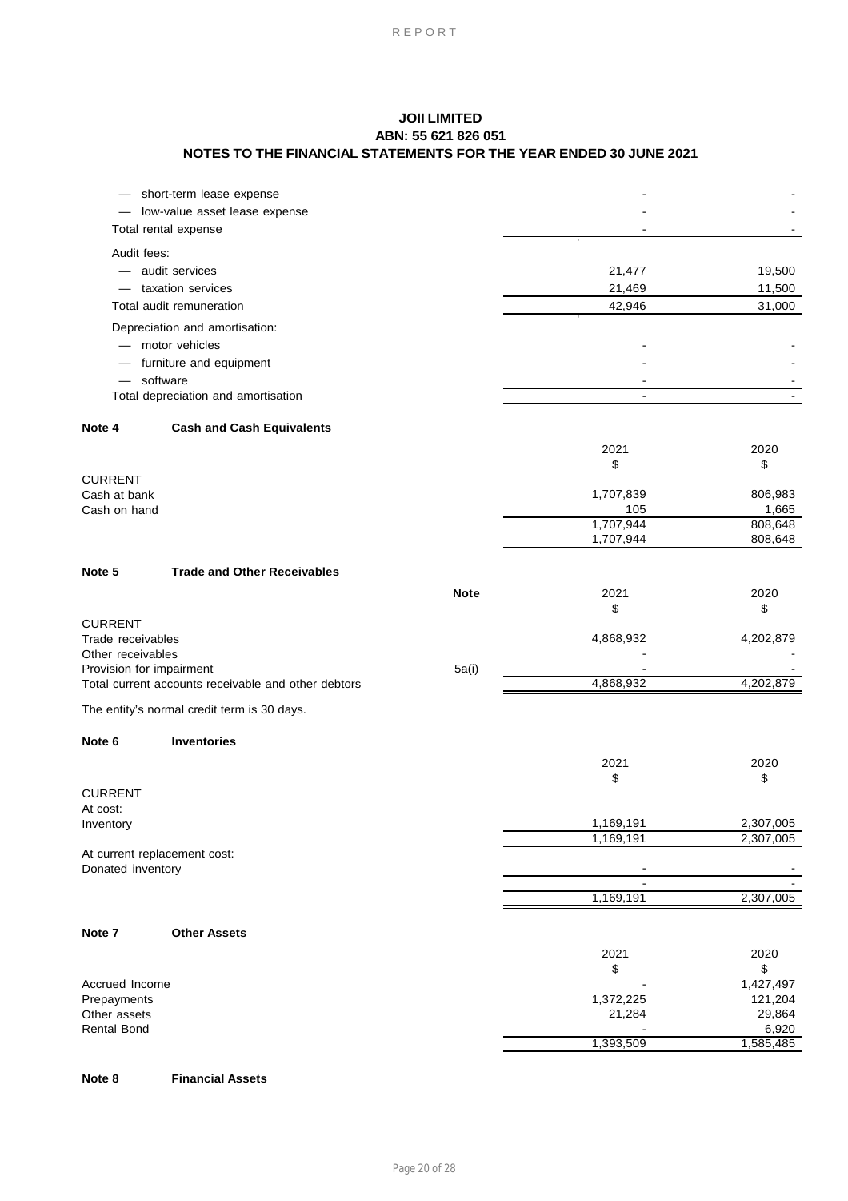**JOII LIMITED**
**ABN: 55 621 826 051**
**NOTES TO THE FINANCIAL STATEMENTS FOR THE YEAR ENDED 30 JUNE 2021**

| | | |
|---|---|---|
| — short-term lease expense | - | - |
| — low-value asset lease expense | - | - |
| Total rental expense | - | - |
| Audit fees: | | |
| — audit services | 21,477 | 19,500 |
| — taxation services | 21,469 | 11,500 |
| Total audit remuneration | 42,946 | 31,000 |
| Depreciation and amortisation: | | |
| — motor vehicles | - | - |
| — furniture and equipment | - | - |
| — software | - | - |
| Total depreciation and amortisation | - | - |

**Note 4 Cash and Cash Equivalents**

| | 2021 $ | 2020 $ |
|---|---|---|
| CURRENT | | |
| Cash at bank | 1,707,839 | 806,983 |
| Cash on hand | 105 | 1,665 |
| | 1,707,944 | 808,648 |
| | 1,707,944 | 808,648 |

**Note 5 Trade and Other Receivables**

| | Note | 2021 $ | 2020 $ |
|---|---|---|---|
| CURRENT | | | |
| Trade receivables | | 4,868,932 | 4,202,879 |
| Other receivables | | - | - |
| Provision for impairment | 5a(i) | - | - |
| Total current accounts receivable and other debtors | | 4,868,932 | 4,202,879 |

The entity's normal credit term is 30 days.

**Note 6 Inventories**

| | 2021 $ | 2020 $ |
|---|---|---|
| CURRENT | | |
| At cost: | | |
| Inventory | 1,169,191 | 2,307,005 |
| | 1,169,191 | 2,307,005 |
| At current replacement cost: | | |
| Donated inventory | - | - |
| | - | - |
| | 1,169,191 | 2,307,005 |

**Note 7 Other Assets**

| | 2021 $ | 2020 $ |
|---|---|---|
| Accrued Income | - | 1,427,497 |
| Prepayments | 1,372,225 | 121,204 |
| Other assets | 21,284 | 29,864 |
| Rental Bond | - | 6,920 |
| | 1,393,509 | 1,585,485 |

**Note 8 Financial Assets**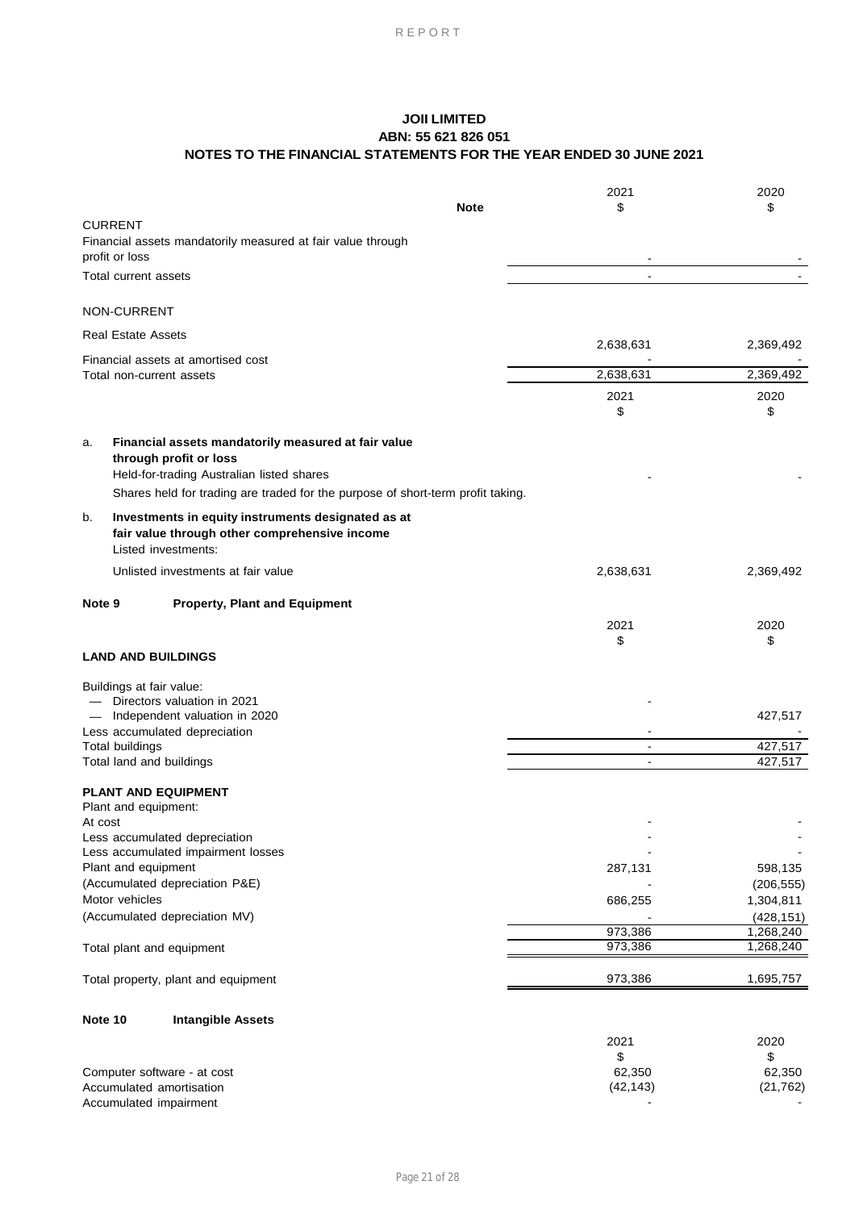# JOII LIMITED
## ABN: 55 621 826 051
## NOTES TO THE FINANCIAL STATEMENTS FOR THE YEAR ENDED 30 JUNE 2021

| | Note | 2021<br>$ | 2020<br>$ |
|---|---|---|---|
| CURRENT | | | |
| Financial assets mandatorily measured at fair value through profit or loss | | - | - |
| Total current assets | | - | - |
| NON-CURRENT | | | |
| Real Estate Assets | | 2,638,631 | 2,369,492 |
| Financial assets at amortised cost | | - | - |
| Total non-current assets | | 2,638,631 | 2,369,492 |

| | 2021<br>$ | 2020<br>$ |
|---|---|---|
| a. **Financial assets mandatorily measured at fair value through profit or loss** | | |
| Held-for-trading Australian listed shares | - | - |
| Shares held for trading are traded for the purpose of short-term profit taking. | | |
| b. **Investments in equity instruments designated as at fair value through other comprehensive income** | | |
| Listed investments: | | |
| Unlisted investments at fair value | 2,638,631 | 2,369,492 |

**Note 9 Property, Plant and Equipment**

| | 2021<br>$ | 2020<br>$ |
|---|---|---|
| **LAND AND BUILDINGS** | | |
| Buildings at fair value: | | |
| — Directors valuation in 2021 | - | |
| — Independent valuation in 2020 | | 427,517 |
| Less accumulated depreciation | - | - |
| Total buildings | - | 427,517 |
| Total land and buildings | - | 427,517 |
| **PLANT AND EQUIPMENT** | | |
| Plant and equipment: | | |
| At cost | - | - |
| Less accumulated depreciation | - | - |
| Less accumulated impairment losses | - | - |
| Plant and equipment | 287,131 | 598,135 |
| (Accumulated depreciation P&E) | - | (206,555) |
| Motor vehicles | 686,255 | 1,304,811 |
| (Accumulated depreciation MV) | - | (428,151) |
| | 973,386 | 1,268,240 |
| Total plant and equipment | 973,386 | 1,268,240 |
| Total property, plant and equipment | 973,386 | 1,695,757 |

**Note 10 Intangible Assets**

| | 2021<br>$ | 2020<br>$ |
|---|---|---|
| Computer software - at cost | 62,350 | 62,350 |
| Accumulated amortisation | (42,143) | (21,762) |
| Accumulated impairment | - | - |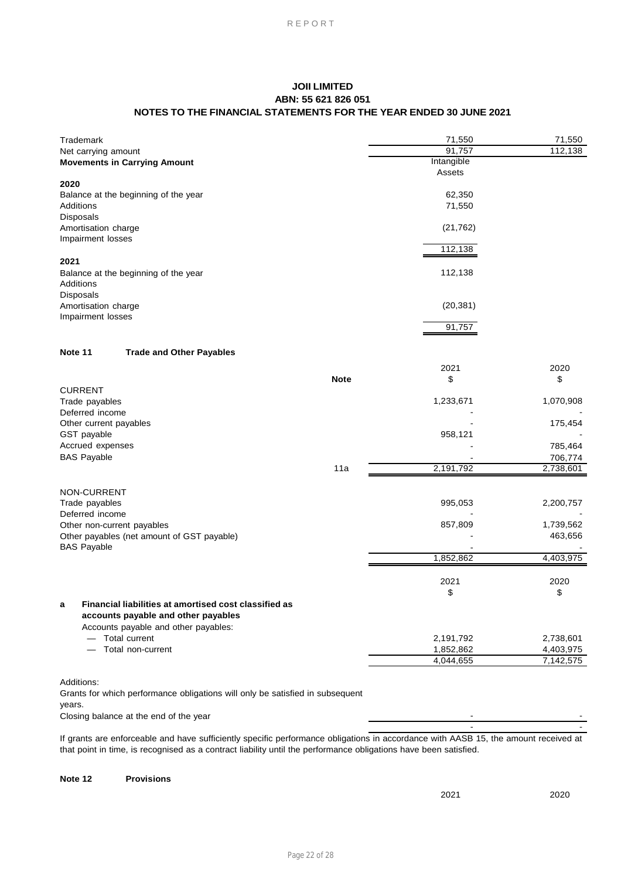# JOII LIMITED
## ABN: 55 621 826 051
## NOTES TO THE FINANCIAL STATEMENTS FOR THE YEAR ENDED 30 JUNE 2021

| | | |
|---|---|---|
| Trademark | 71,550 | 71,550 |
| Net carrying amount | 91,757 | 112,138 |

**Movements in Carrying Amount**

| | Intangible Assets |
|---|---|
| **2020** | |
| Balance at the beginning of the year | 62,350 |
| Additions | 71,550 |
| Disposals | |
| Amortisation charge | (21,762) |
| Impairment losses | |
| | 112,138 |
| **2021** | |
| Balance at the beginning of the year | 112,138 |
| Additions | |
| Disposals | |
| Amortisation charge | (20,381) |
| Impairment losses | |
| | 91,757 |

**Note 11 Trade and Other Payables**

| | Note | 2021 $ | 2020 $ |
|---|---|---|---|
| CURRENT | | | |
| Trade payables | | 1,233,671 | 1,070,908 |
| Deferred income | | - | - |
| Other current payables | | - | 175,454 |
| GST payable | | 958,121 | - |
| Accrued expenses | | - | 785,464 |
| BAS Payable | | - | 706,774 |
| | 11a | 2,191,792 | 2,738,601 |
| NON-CURRENT | | | |
| Trade payables | | 995,053 | 2,200,757 |
| Deferred income | | - | - |
| Other non-current payables | | 857,809 | 1,739,562 |
| Other payables (net amount of GST payable) | | - | 463,656 |
| BAS Payable | | - | - |
| | | 1,852,862 | 4,403,975 |

| | 2021 $ | 2020 $ |
|---|---|---|
| **a Financial liabilities at amortised cost classified as accounts payable and other payables** | | |
| Accounts payable and other payables: | | |
| — Total current | 2,191,792 | 2,738,601 |
| — Total non-current | 1,852,862 | 4,403,975 |
| | 4,044,655 | 7,142,575 |

| | | |
|---|---|---|
| Additions: | | |
| Grants for which performance obligations will only be satisfied in subsequent years. | | |
| Closing balance at the end of the year | - | - |
| | - | - |

If grants are enforceable and have sufficiently specific performance obligations in accordance with AASB 15, the amount received at that point in time, is recognised as a contract liability until the performance obligations have been satisfied.

**Note 12 Provisions**

| | 2021 | 2020 |
|---|---|---|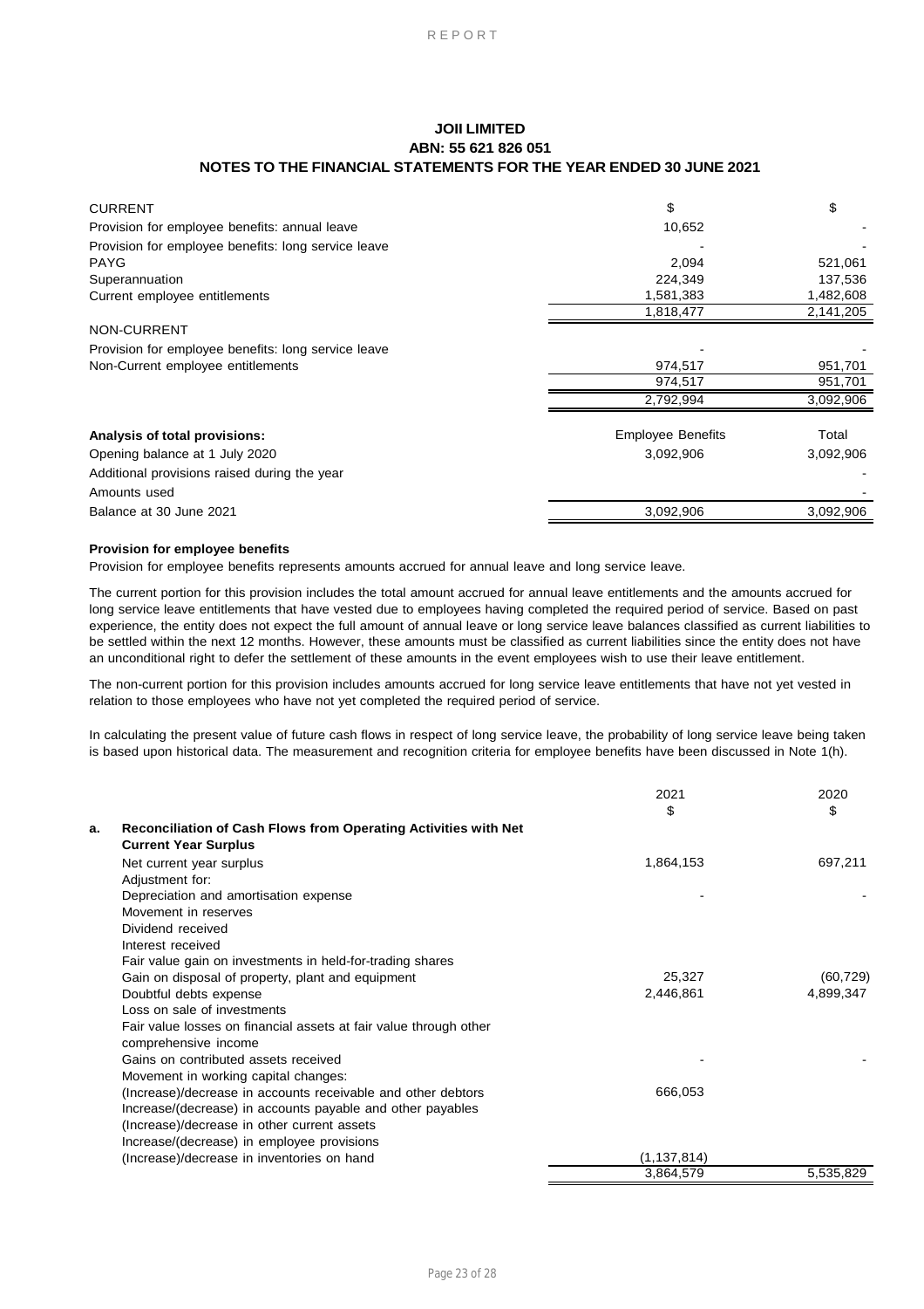**JOII LIMITED**
**ABN: 55 621 826 051**
**NOTES TO THE FINANCIAL STATEMENTS FOR THE YEAR ENDED 30 JUNE 2021**

| | $ | $ |
|---|---|---|
| CURRENT | | |
| Provision for employee benefits: annual leave | 10,652 | - |
| Provision for employee benefits: long service leave | - | - |
| PAYG | 2,094 | 521,061 |
| Superannuation | 224,349 | 137,536 |
| Current employee entitlements | 1,581,383 | 1,482,608 |
| | 1,818,477 | 2,141,205 |
| NON-CURRENT | | |
| Provision for employee benefits: long service leave | - | - |
| Non-Current employee entitlements | 974,517 | 951,701 |
| | 974,517 | 951,701 |
| | 2,792,994 | 3,092,906 |

| **Analysis of total provisions:** | Employee Benefits | Total |
|---|---|---|
| Opening balance at 1 July 2020 | 3,092,906 | 3,092,906 |
| Additional provisions raised during the year | | - |
| Amounts used | | - |
| Balance at 30 June 2021 | 3,092,906 | 3,092,906 |

**Provision for employee benefits**

Provision for employee benefits represents amounts accrued for annual leave and long service leave.

The current portion for this provision includes the total amount accrued for annual leave entitlements and the amounts accrued for long service leave entitlements that have vested due to employees having completed the required period of service. Based on past experience, the entity does not expect the full amount of annual leave or long service leave balances classified as current liabilities to be settled within the next 12 months. However, these amounts must be classified as current liabilities since the entity does not have an unconditional right to defer the settlement of these amounts in the event employees wish to use their leave entitlement.

The non-current portion for this provision includes amounts accrued for long service leave entitlements that have not yet vested in relation to those employees who have not yet completed the required period of service.

In calculating the present value of future cash flows in respect of long service leave, the probability of long service leave being taken is based upon historical data. The measurement and recognition criteria for employee benefits have been discussed in Note 1(h).

| | 2021 $ | 2020 $ |
|---|---|---|
| **a. Reconciliation of Cash Flows from Operating Activities with Net Current Year Surplus** | | |
| Net current year surplus | 1,864,153 | 697,211 |
| Adjustment for: | | |
| Depreciation and amortisation expense | - | - |
| Movement in reserves | | |
| Dividend received | | |
| Interest received | | |
| Fair value gain on investments in held-for-trading shares | | |
| Gain on disposal of property, plant and equipment | 25,327 | (60,729) |
| Doubtful debts expense | 2,446,861 | 4,899,347 |
| Loss on sale of investments | | |
| Fair value losses on financial assets at fair value through other comprehensive income | | |
| Gains on contributed assets received | - | - |
| Movement in working capital changes: | | |
| (Increase)/decrease in accounts receivable and other debtors | 666,053 | |
| Increase/(decrease) in accounts payable and other payables | | |
| (Increase)/decrease in other current assets | | |
| Increase/(decrease) in employee provisions | | |
| (Increase)/decrease in inventories on hand | (1,137,814) | |
| | 3,864,579 | 5,535,829 |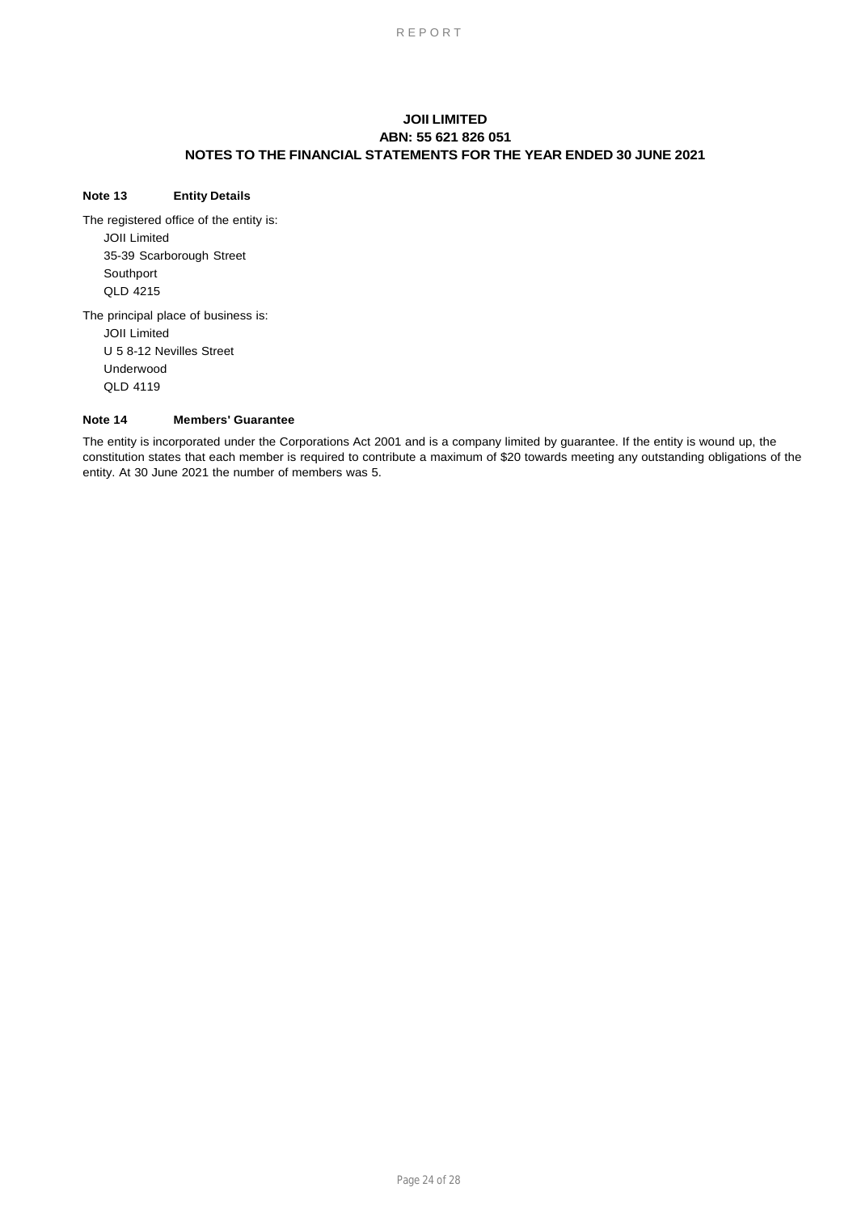# JOII LIMITED
## ABN: 55 621 826 051
## NOTES TO THE FINANCIAL STATEMENTS FOR THE YEAR ENDED 30 JUNE 2021

### Note 13 Entity Details

The registered office of the entity is:

JOII Limited
35-39 Scarborough Street
Southport
QLD 4215

The principal place of business is:

JOII Limited
U 5 8-12 Nevilles Street
Underwood
QLD 4119

### Note 14 Members' Guarantee

The entity is incorporated under the Corporations Act 2001 and is a company limited by guarantee. If the entity is wound up, the constitution states that each member is required to contribute a maximum of $20 towards meeting any outstanding obligations of the entity. At 30 June 2021 the number of members was 5.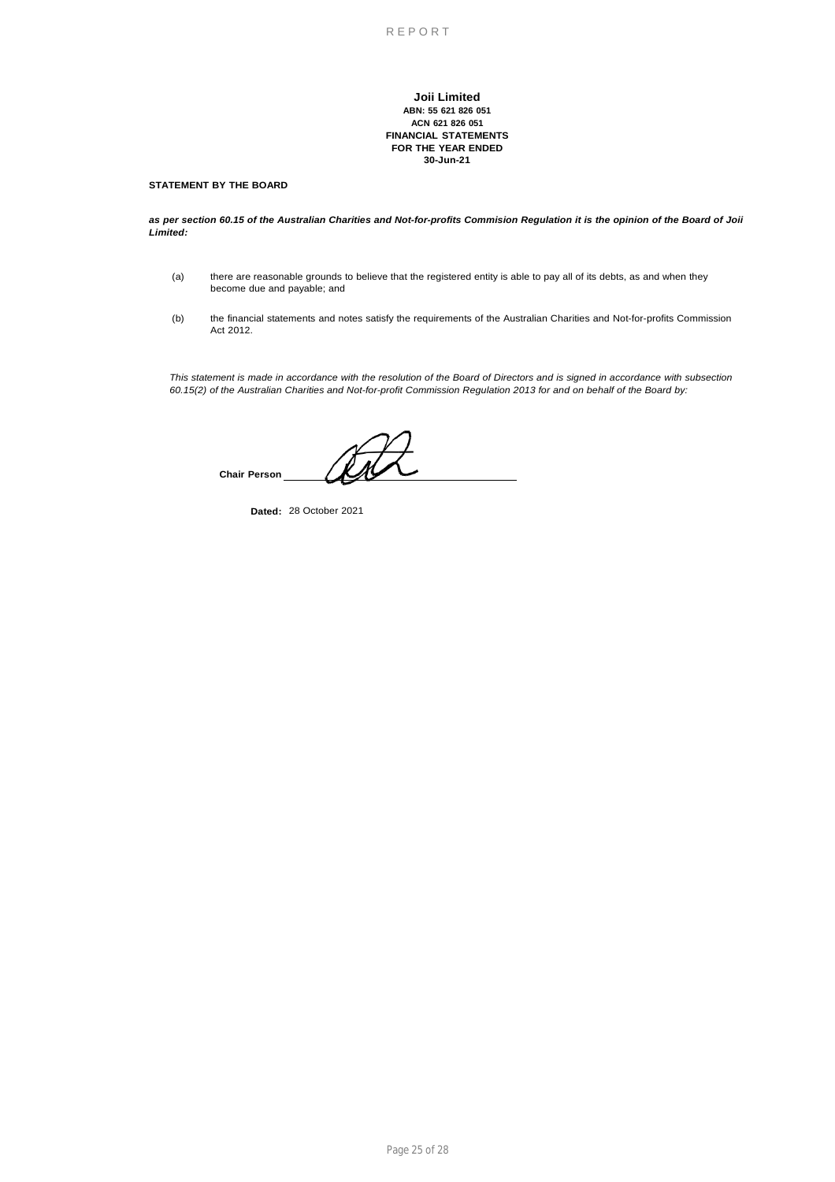**Joii Limited**
**ABN: 55 621 826 051**
**ACN 621 826 051**
**FINANCIAL STATEMENTS**
**FOR THE YEAR ENDED**
**30-Jun-21**

**STATEMENT BY THE BOARD**

***as per section 60.15 of the Australian Charities and Not-for-profits Commision Regulation it is the opinion of the Board of Joii Limited:***

(a) there are reasonable grounds to believe that the registered entity is able to pay all of its debts, as and when they become due and payable; and

(b) the financial statements and notes satisfy the requirements of the Australian Charities and Not-for-profits Commission Act 2012.

*This statement is made in accordance with the resolution of the Board of Directors and is signed in accordance with subsection 60.15(2) of the Australian Charities and Not-for-profit Commission Regulation 2013 for and on behalf of the Board by:*

**Chair Person** ______________________

**Dated:** 28 October 2021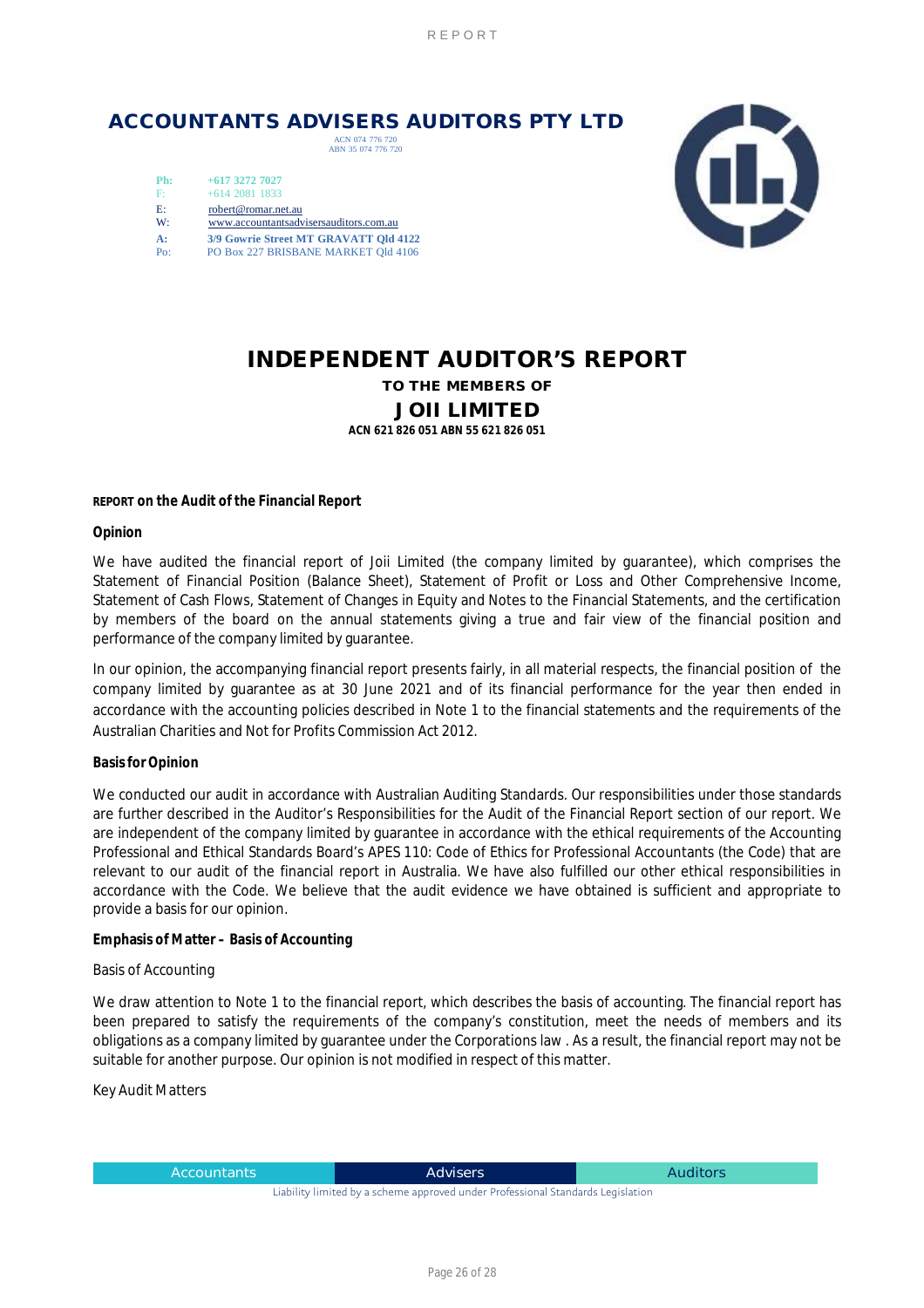# ACCOUNTANTS ADVISERS AUDITORS PTY LTD

ACN 074 776 720
ABN 35 074 776 720

Ph: +617 3272 7027
F: +614 2081 1833
E: robert@romar.net.au
W: www.accountantsadvisersauditors.com.au
A: 3/9 Gowrie Street MT GRAVATT Qld 4122
Po: PO Box 227 BRISBANE MARKET Qld 4106

# INDEPENDENT AUDITOR'S REPORT

**TO THE MEMBERS OF**

## JOII LIMITED

**ACN 621 826 051 ABN 55 621 826 051**

**REPORT on the Audit of the Financial Report**

**Opinion**

We have audited the financial report of Joii Limited (the company limited by guarantee), which comprises the Statement of Financial Position (Balance Sheet), Statement of Profit or Loss and Other Comprehensive Income, Statement of Cash Flows, Statement of Changes in Equity and Notes to the Financial Statements, and the certification by members of the board on the annual statements giving a true and fair view of the financial position and performance of the company limited by guarantee.

In our opinion, the accompanying financial report presents fairly, in all material respects, the financial position of the company limited by guarantee as at 30 June 2021 and of its financial performance for the year then ended in accordance with the accounting policies described in Note 1 to the financial statements and the requirements of the Australian Charities and Not for Profits Commission Act 2012.

**Basis for Opinion**

We conducted our audit in accordance with Australian Auditing Standards. Our responsibilities under those standards are further described in the Auditor's Responsibilities for the Audit of the Financial Report section of our report. We are independent of the company limited by guarantee in accordance with the ethical requirements of the Accounting Professional and Ethical Standards Board's APES 110: Code of Ethics for Professional Accountants (the Code) that are relevant to our audit of the financial report in Australia. We have also fulfilled our other ethical responsibilities in accordance with the Code. We believe that the audit evidence we have obtained is sufficient and appropriate to provide a basis for our opinion.

**Emphasis of Matter – Basis of Accounting**

Basis of Accounting

We draw attention to Note 1 to the financial report, which describes the basis of accounting. The financial report has been prepared to satisfy the requirements of the company's constitution, meet the needs of members and its obligations as a company limited by guarantee under the Corporations law . As a result, the financial report may not be suitable for another purpose. Our opinion is not modified in respect of this matter.

Key Audit Matters

| Accountants | Advisers | Auditors |
|---|---|---|

Liability limited by a scheme approved under Professional Standards Legislation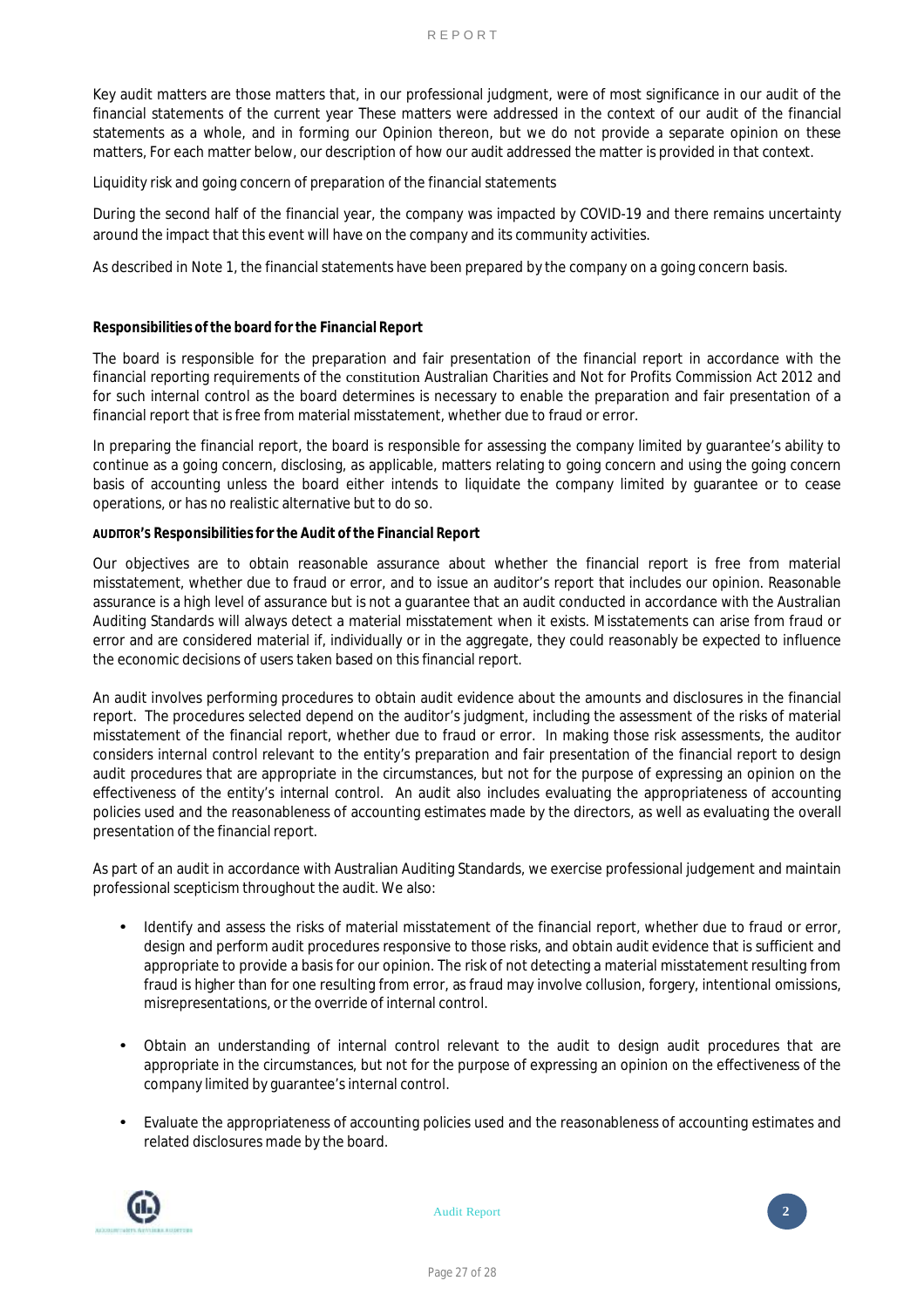Key audit matters are those matters that, in our professional judgment, were of most significance in our audit of the financial statements of the current year These matters were addressed in the context of our audit of the financial statements as a whole, and in forming our Opinion thereon, but we do not provide a separate opinion on these matters, For each matter below, our description of how our audit addressed the matter is provided in that context.

Liquidity risk and going concern of preparation of the financial statements

During the second half of the financial year, the company was impacted by COVID-19 and there remains uncertainty around the impact that this event will have on the company and its community activities.

As described in Note 1, the financial statements have been prepared by the company on a going concern basis.

**Responsibilities of the board for the Financial Report**

The board is responsible for the preparation and fair presentation of the financial report in accordance with the financial reporting requirements of the constitution Australian Charities and Not for Profits Commission Act 2012 and for such internal control as the board determines is necessary to enable the preparation and fair presentation of a financial report that is free from material misstatement, whether due to fraud or error.

In preparing the financial report, the board is responsible for assessing the company limited by guarantee's ability to continue as a going concern, disclosing, as applicable, matters relating to going concern and using the going concern basis of accounting unless the board either intends to liquidate the company limited by guarantee or to cease operations, or has no realistic alternative but to do so.

**AUDITOR'S Responsibilities for the Audit of the Financial Report**

Our objectives are to obtain reasonable assurance about whether the financial report is free from material misstatement, whether due to fraud or error, and to issue an auditor's report that includes our opinion. Reasonable assurance is a high level of assurance but is not a guarantee that an audit conducted in accordance with the Australian Auditing Standards will always detect a material misstatement when it exists. Misstatements can arise from fraud or error and are considered material if, individually or in the aggregate, they could reasonably be expected to influence the economic decisions of users taken based on this financial report.

An audit involves performing procedures to obtain audit evidence about the amounts and disclosures in the financial report. The procedures selected depend on the auditor's judgment, including the assessment of the risks of material misstatement of the financial report, whether due to fraud or error. In making those risk assessments, the auditor considers internal control relevant to the entity's preparation and fair presentation of the financial report to design audit procedures that are appropriate in the circumstances, but not for the purpose of expressing an opinion on the effectiveness of the entity's internal control. An audit also includes evaluating the appropriateness of accounting policies used and the reasonableness of accounting estimates made by the directors, as well as evaluating the overall presentation of the financial report.

As part of an audit in accordance with Australian Auditing Standards, we exercise professional judgement and maintain professional scepticism throughout the audit. We also:

- Identify and assess the risks of material misstatement of the financial report, whether due to fraud or error, design and perform audit procedures responsive to those risks, and obtain audit evidence that is sufficient and appropriate to provide a basis for our opinion. The risk of not detecting a material misstatement resulting from fraud is higher than for one resulting from error, as fraud may involve collusion, forgery, intentional omissions, misrepresentations, or the override of internal control.

- Obtain an understanding of internal control relevant to the audit to design audit procedures that are appropriate in the circumstances, but not for the purpose of expressing an opinion on the effectiveness of the company limited by guarantee's internal control.

- Evaluate the appropriateness of accounting policies used and the reasonableness of accounting estimates and related disclosures made by the board.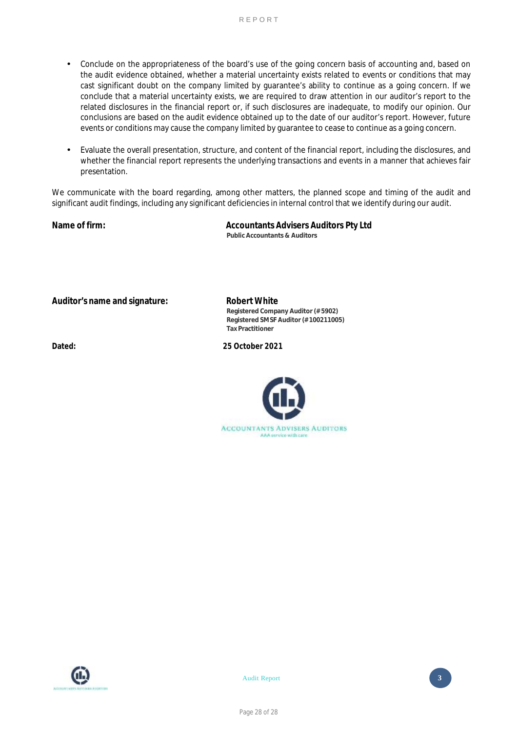- Conclude on the appropriateness of the board's use of the going concern basis of accounting and, based on the audit evidence obtained, whether a material uncertainty exists related to events or conditions that may cast significant doubt on the company limited by guarantee's ability to continue as a going concern. If we conclude that a material uncertainty exists, we are required to draw attention in our auditor's report to the related disclosures in the financial report or, if such disclosures are inadequate, to modify our opinion. Our conclusions are based on the audit evidence obtained up to the date of our auditor's report. However, future events or conditions may cause the company limited by guarantee to cease to continue as a going concern.

- Evaluate the overall presentation, structure, and content of the financial report, including the disclosures, and whether the financial report represents the underlying transactions and events in a manner that achieves fair presentation.

We communicate with the board regarding, among other matters, the planned scope and timing of the audit and significant audit findings, including any significant deficiencies in internal control that we identify during our audit.

**Name of firm:** **Accountants Advisers Auditors Pty Ltd**
**Public Accountants & Auditors**

**Auditor's name and signature:** **Robert White**
**Registered Company Auditor (# 5902)**
**Registered SMSF Auditor (#100211005)**
**Tax Practitioner**

**Dated:** **25 October 2021**

ACCOUNTANTS ADVISERS AUDITORS
AAA service with care